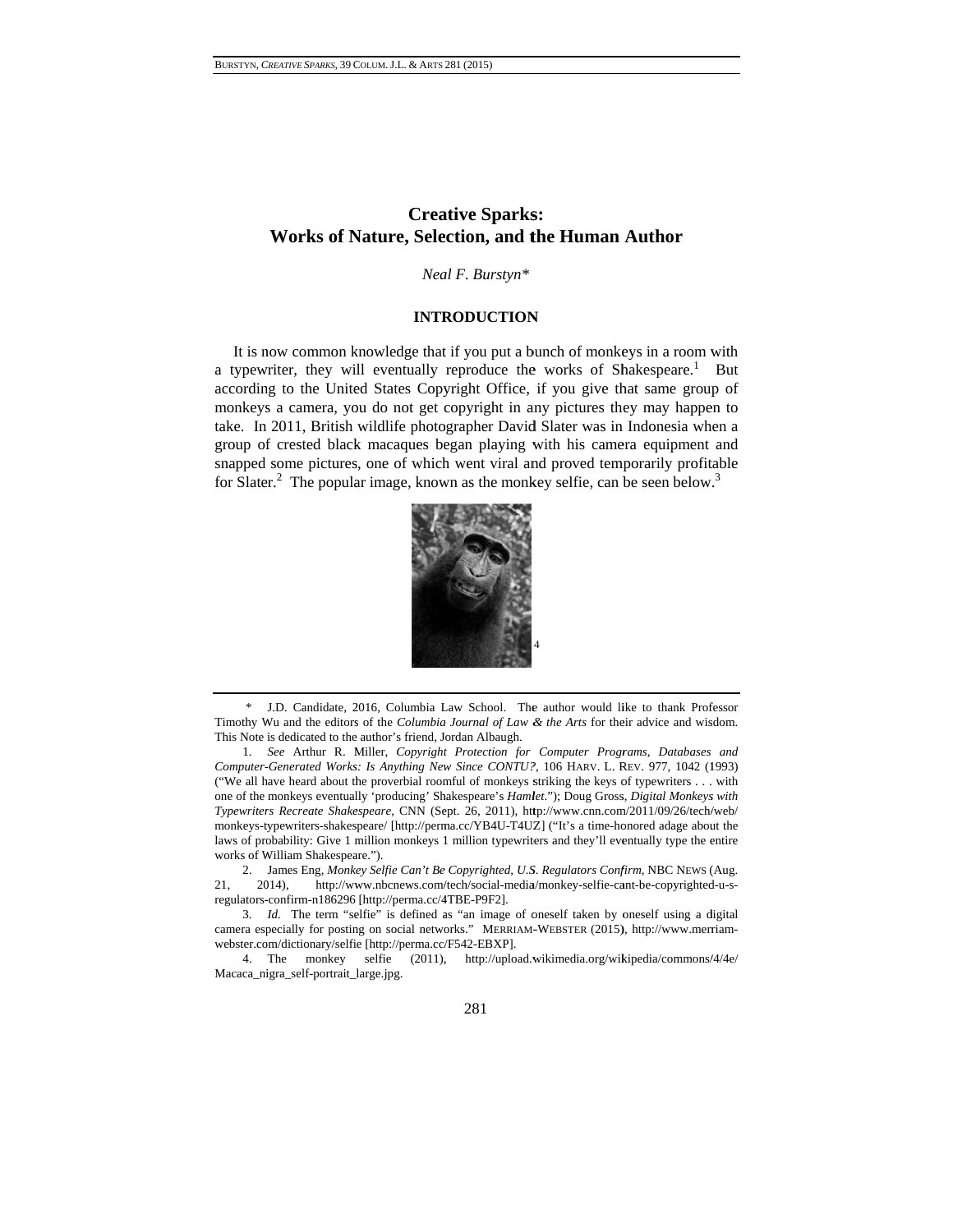# Creative Sparks:
# Works of Nature, Selection, and the Human Author

*Neal F. Burstyn\**

## INTRODUCTION

It is now common knowledge that if you put a bunch of monkeys in a room with a typewriter, they will eventually reproduce the works of Shakespeare.[1] But according to the United States Copyright Office, if you give that same group of monkeys a camera, you do not get copyright in any pictures they may happen to take. In 2011, British wildlife photographer David Slater was in Indonesia when a group of crested black macaques began playing with his camera equipment and snapped some pictures, one of which went viral and proved temporarily profitable for Slater.[2] The popular image, known as the monkey selfie, can be seen below.[3]

[4]

---

\* J.D. Candidate, 2016, Columbia Law School. The author would like to thank Professor Timothy Wu and the editors of the *Columbia Journal of Law & the Arts* for their advice and wisdom. This Note is dedicated to the author's friend, Jordan Albaugh.

1. *See* Arthur R. Miller, *Copyright Protection for Computer Programs, Databases and Computer-Generated Works: Is Anything New Since CONTU?*, 106 HARV. L. REV. 977, 1042 (1993) ("We all have heard about the proverbial roomful of monkeys striking the keys of typewriters . . . with one of the monkeys eventually 'producing' Shakespeare's *Hamlet*."); Doug Gross, *Digital Monkeys with Typewriters Recreate Shakespeare*, CNN (Sept. 26, 2011), http://www.cnn.com/2011/09/26/tech/web/monkeys-typewriters-shakespeare/ [http://perma.cc/YB4U-T4UZ] ("It's a time-honored adage about the laws of probability: Give 1 million monkeys 1 million typewriters and they'll eventually type the entire works of William Shakespeare.").

2. James Eng, *Monkey Selfie Can't Be Copyrighted, U.S. Regulators Confirm*, NBC NEWS (Aug. 21, 2014), http://www.nbcnews.com/tech/social-media/monkey-selfie-cant-be-copyrighted-u-s-regulators-confirm-n186296 [http://perma.cc/4TBE-P9F2].

3. *Id.* The term "selfie" is defined as "an image of oneself taken by oneself using a digital camera especially for posting on social networks." MERRIAM-WEBSTER (2015), http://www.merriam-webster.com/dictionary/selfie [http://perma.cc/F542-EBXP].

4. The monkey selfie (2011), http://upload.wikimedia.org/wikipedia/commons/4/4e/Macaca_nigra_self-portrait_large.jpg.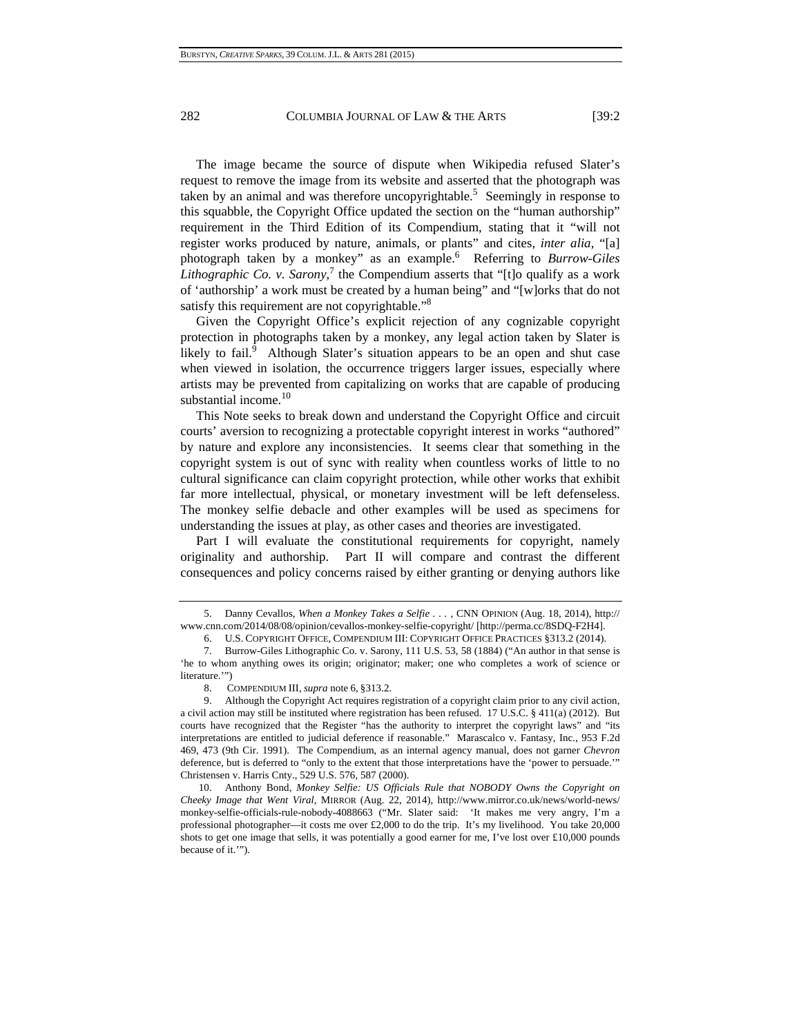The image became the source of dispute when Wikipedia refused Slater's request to remove the image from its website and asserted that the photograph was taken by an animal and was therefore uncopyrightable.[5] Seemingly in response to this squabble, the Copyright Office updated the section on the "human authorship" requirement in the Third Edition of its Compendium, stating that it "will not register works produced by nature, animals, or plants" and cites, *inter alia*, "[a] photograph taken by a monkey" as an example.[6] Referring to *Burrow-Giles Lithographic Co. v. Sarony*,[7] the Compendium asserts that "[t]o qualify as a work of 'authorship' a work must be created by a human being" and "[w]orks that do not satisfy this requirement are not copyrightable."[8]

Given the Copyright Office's explicit rejection of any cognizable copyright protection in photographs taken by a monkey, any legal action taken by Slater is likely to fail.[9] Although Slater's situation appears to be an open and shut case when viewed in isolation, the occurrence triggers larger issues, especially where artists may be prevented from capitalizing on works that are capable of producing substantial income.[10]

This Note seeks to break down and understand the Copyright Office and circuit courts' aversion to recognizing a protectable copyright interest in works "authored" by nature and explore any inconsistencies. It seems clear that something in the copyright system is out of sync with reality when countless works of little to no cultural significance can claim copyright protection, while other works that exhibit far more intellectual, physical, or monetary investment will be left defenseless. The monkey selfie debacle and other examples will be used as specimens for understanding the issues at play, as other cases and theories are investigated.

Part I will evaluate the constitutional requirements for copyright, namely originality and authorship. Part II will compare and contrast the different consequences and policy concerns raised by either granting or denying authors like

---

5. Danny Cevallos, *When a Monkey Takes a Selfie . . .* , CNN OPINION (Aug. 18, 2014), http://www.cnn.com/2014/08/08/opinion/cevallos-monkey-selfie-copyright/ [http://perma.cc/8SDQ-F2H4].

6. U.S. COPYRIGHT OFFICE, COMPENDIUM III: COPYRIGHT OFFICE PRACTICES §313.2 (2014).

7. Burrow-Giles Lithographic Co. v. Sarony, 111 U.S. 53, 58 (1884) ("An author in that sense is 'he to whom anything owes its origin; originator; maker; one who completes a work of science or literature.'")

8. COMPENDIUM III, *supra* note 6, §313.2.

9. Although the Copyright Act requires registration of a copyright claim prior to any civil action, a civil action may still be instituted where registration has been refused. 17 U.S.C. § 411(a) (2012). But courts have recognized that the Register "has the authority to interpret the copyright laws" and "its interpretations are entitled to judicial deference if reasonable." Marascalco v. Fantasy, Inc., 953 F.2d 469, 473 (9th Cir. 1991). The Compendium, as an internal agency manual, does not garner *Chevron* deference, but is deferred to "only to the extent that those interpretations have the 'power to persuade.'" Christensen v. Harris Cnty., 529 U.S. 576, 587 (2000).

10. Anthony Bond, *Monkey Selfie: US Officials Rule that NOBODY Owns the Copyright on Cheeky Image that Went Viral*, MIRROR (Aug. 22, 2014), http://www.mirror.co.uk/news/world-news/monkey-selfie-officials-rule-nobody-4088663 ("Mr. Slater said: 'It makes me very angry, I'm a professional photographer—it costs me over £2,000 to do the trip. It's my livelihood. You take 20,000 shots to get one image that sells, it was potentially a good earner for me, I've lost over £10,000 pounds because of it.'").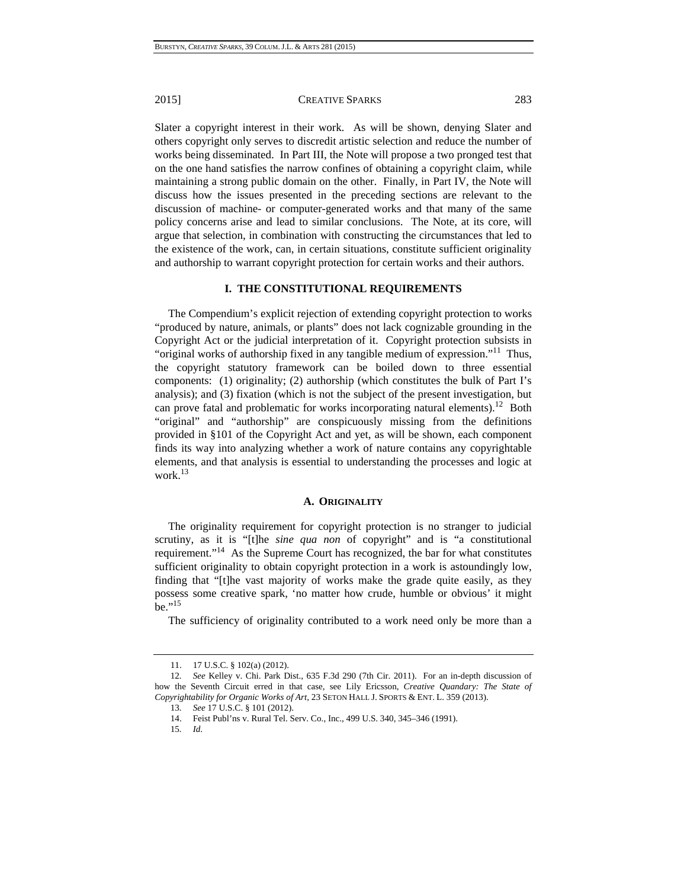Slater a copyright interest in their work. As will be shown, denying Slater and others copyright only serves to discredit artistic selection and reduce the number of works being disseminated. In Part III, the Note will propose a two pronged test that on the one hand satisfies the narrow confines of obtaining a copyright claim, while maintaining a strong public domain on the other. Finally, in Part IV, the Note will discuss how the issues presented in the preceding sections are relevant to the discussion of machine- or computer-generated works and that many of the same policy concerns arise and lead to similar conclusions. The Note, at its core, will argue that selection, in combination with constructing the circumstances that led to the existence of the work, can, in certain situations, constitute sufficient originality and authorship to warrant copyright protection for certain works and their authors.

## I. THE CONSTITUTIONAL REQUIREMENTS

The Compendium's explicit rejection of extending copyright protection to works "produced by nature, animals, or plants" does not lack cognizable grounding in the Copyright Act or the judicial interpretation of it. Copyright protection subsists in "original works of authorship fixed in any tangible medium of expression."[11] Thus, the copyright statutory framework can be boiled down to three essential components: (1) originality; (2) authorship (which constitutes the bulk of Part I's analysis); and (3) fixation (which is not the subject of the present investigation, but can prove fatal and problematic for works incorporating natural elements).[12] Both "original" and "authorship" are conspicuously missing from the definitions provided in §101 of the Copyright Act and yet, as will be shown, each component finds its way into analyzing whether a work of nature contains any copyrightable elements, and that analysis is essential to understanding the processes and logic at work.[13]

### A. ORIGINALITY

The originality requirement for copyright protection is no stranger to judicial scrutiny, as it is "[t]he *sine qua non* of copyright" and is "a constitutional requirement."[14] As the Supreme Court has recognized, the bar for what constitutes sufficient originality to obtain copyright protection in a work is astoundingly low, finding that "[t]he vast majority of works make the grade quite easily, as they possess some creative spark, 'no matter how crude, humble or obvious' it might be."[15]

The sufficiency of originality contributed to a work need only be more than a

---

11. 17 U.S.C. § 102(a) (2012).

12. *See* Kelley v. Chi. Park Dist., 635 F.3d 290 (7th Cir. 2011). For an in-depth discussion of how the Seventh Circuit erred in that case, see Lily Ericsson, *Creative Quandary: The State of Copyrightability for Organic Works of Art*, 23 SETON HALL J. SPORTS & ENT. L. 359 (2013).

13. *See* 17 U.S.C. § 101 (2012).

14. Feist Publ'ns v. Rural Tel. Serv. Co., Inc., 499 U.S. 340, 345–346 (1991).

15. *Id*.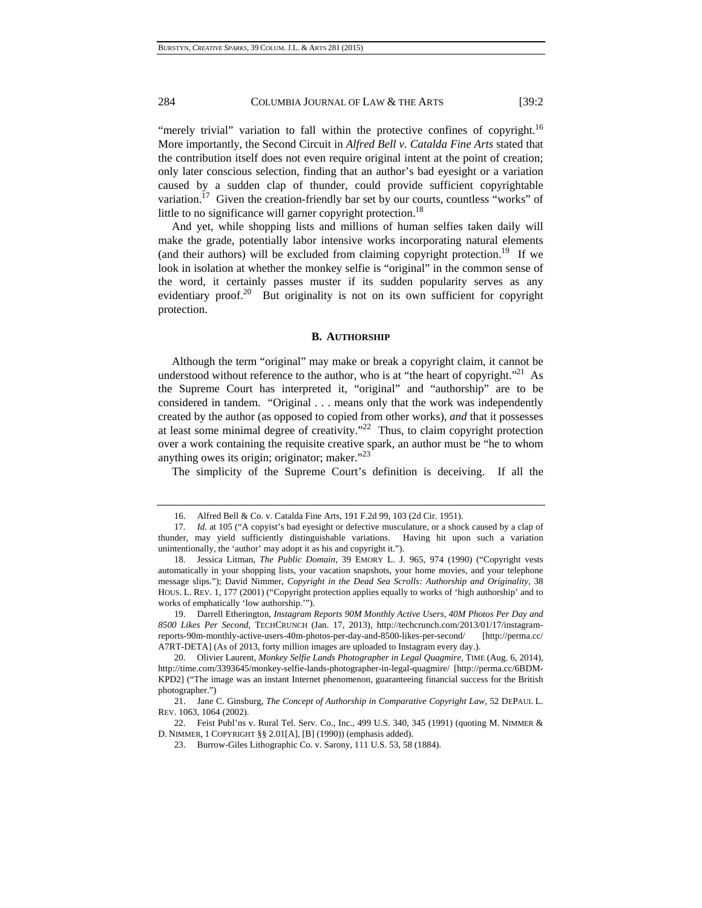"merely trivial" variation to fall within the protective confines of copyright.[16] More importantly, the Second Circuit in *Alfred Bell v. Catalda Fine Arts* stated that the contribution itself does not even require original intent at the point of creation; only later conscious selection, finding that an author's bad eyesight or a variation caused by a sudden clap of thunder, could provide sufficient copyrightable variation.[17] Given the creation-friendly bar set by our courts, countless "works" of little to no significance will garner copyright protection.[18]

And yet, while shopping lists and millions of human selfies taken daily will make the grade, potentially labor intensive works incorporating natural elements (and their authors) will be excluded from claiming copyright protection.[19] If we look in isolation at whether the monkey selfie is "original" in the common sense of the word, it certainly passes muster if its sudden popularity serves as any evidentiary proof.[20] But originality is not on its own sufficient for copyright protection.

### B. Authorship

Although the term "original" may make or break a copyright claim, it cannot be understood without reference to the author, who is at "the heart of copyright."[21] As the Supreme Court has interpreted it, "original" and "authorship" are to be considered in tandem. "Original . . . means only that the work was independently created by the author (as opposed to copied from other works), *and* that it possesses at least some minimal degree of creativity."[22] Thus, to claim copyright protection over a work containing the requisite creative spark, an author must be "he to whom anything owes its origin; originator; maker."[23]

The simplicity of the Supreme Court's definition is deceiving. If all the

---

16. Alfred Bell & Co. v. Catalda Fine Arts, 191 F.2d 99, 103 (2d Cir. 1951).

17. *Id.* at 105 ("A copyist's bad eyesight or defective musculature, or a shock caused by a clap of thunder, may yield sufficiently distinguishable variations. Having hit upon such a variation unintentionally, the 'author' may adopt it as his and copyright it.").

18. Jessica Litman, *The Public Domain*, 39 EMORY L. J. 965, 974 (1990) ("Copyright vests automatically in your shopping lists, your vacation snapshots, your home movies, and your telephone message slips."); David Nimmer, *Copyright in the Dead Sea Scrolls: Authorship and Originality*, 38 HOUS. L. REV. 1, 177 (2001) ("Copyright protection applies equally to works of 'high authorship' and to works of emphatically 'low authorship.'").

19. Darrell Etherington, *Instagram Reports 90M Monthly Active Users, 40M Photos Per Day and 8500 Likes Per Second*, TECHCRUNCH (Jan. 17, 2013), http://techcrunch.com/2013/01/17/instagram-reports-90m-monthly-active-users-40m-photos-per-day-and-8500-likes-per-second/ [http://perma.cc/A7RT-DETA] (As of 2013, forty million images are uploaded to Instagram every day.).

20. Olivier Laurent, *Monkey Selfie Lands Photographer in Legal Quagmire*, TIME (Aug. 6, 2014), http://time.com/3393645/monkey-selfie-lands-photographer-in-legal-quagmire/ [http://perma.cc/6BDM-KPD2] ("The image was an instant Internet phenomenon, guaranteeing financial success for the British photographer.")

21. Jane C. Ginsburg, *The Concept of Authorship in Comparative Copyright Law*, 52 DEPAUL L. REV. 1063, 1064 (2002).

22. Feist Publ'ns v. Rural Tel. Serv. Co., Inc., 499 U.S. 340, 345 (1991) (quoting M. NIMMER & D. NIMMER, 1 COPYRIGHT §§ 2.01[A], [B] (1990)) (emphasis added).

23. Burrow-Giles Lithographic Co. v. Sarony, 111 U.S. 53, 58 (1884).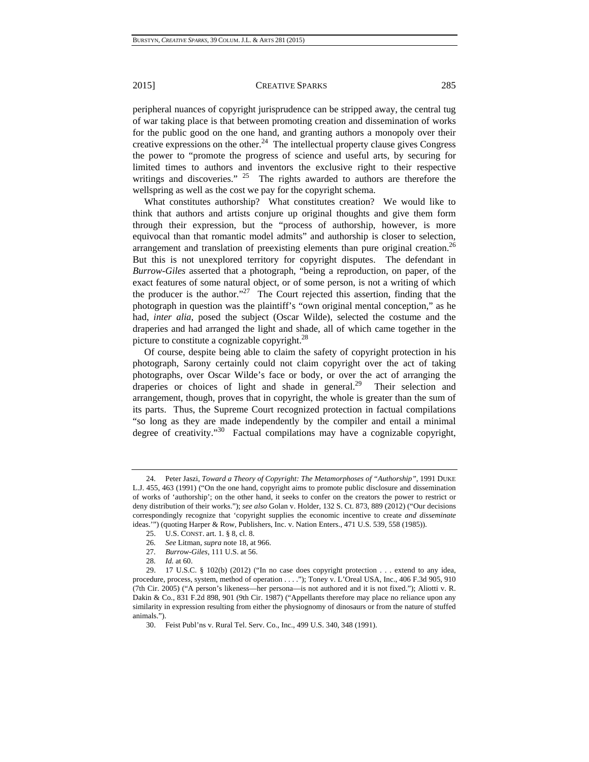peripheral nuances of copyright jurisprudence can be stripped away, the central tug of war taking place is that between promoting creation and dissemination of works for the public good on the one hand, and granting authors a monopoly over their creative expressions on the other.[24] The intellectual property clause gives Congress the power to "promote the progress of science and useful arts, by securing for limited times to authors and inventors the exclusive right to their respective writings and discoveries."[25] The rights awarded to authors are therefore the wellspring as well as the cost we pay for the copyright schema.

What constitutes authorship? What constitutes creation? We would like to think that authors and artists conjure up original thoughts and give them form through their expression, but the "process of authorship, however, is more equivocal than that romantic model admits" and authorship is closer to selection, arrangement and translation of preexisting elements than pure original creation.[26] But this is not unexplored territory for copyright disputes. The defendant in *Burrow-Giles* asserted that a photograph, "being a reproduction, on paper, of the exact features of some natural object, or of some person, is not a writing of which the producer is the author."[27] The Court rejected this assertion, finding that the photograph in question was the plaintiff's "own original mental conception," as he had, *inter alia*, posed the subject (Oscar Wilde), selected the costume and the draperies and had arranged the light and shade, all of which came together in the picture to constitute a cognizable copyright.[28]

Of course, despite being able to claim the safety of copyright protection in his photograph, Sarony certainly could not claim copyright over the act of taking photographs, over Oscar Wilde's face or body, or over the act of arranging the draperies or choices of light and shade in general.[29] Their selection and arrangement, though, proves that in copyright, the whole is greater than the sum of its parts. Thus, the Supreme Court recognized protection in factual compilations "so long as they are made independently by the compiler and entail a minimal degree of creativity."[30] Factual compilations may have a cognizable copyright,

---

24. Peter Jaszi, *Toward a Theory of Copyright: The Metamorphoses of "Authorship"*, 1991 DUKE L.J. 455, 463 (1991) ("On the one hand, copyright aims to promote public disclosure and dissemination of works of 'authorship'; on the other hand, it seeks to confer on the creators the power to restrict or deny distribution of their works."); *see also* Golan v. Holder, 132 S. Ct. 873, 889 (2012) ("Our decisions correspondingly recognize that 'copyright supplies the economic incentive to create *and disseminate* ideas.'") (quoting Harper & Row, Publishers, Inc. v. Nation Enters., 471 U.S. 539, 558 (1985)).

25. U.S. CONST. art. 1. § 8, cl. 8.

26. *See* Litman, *supra* note 18, at 966.

27. *Burrow-Giles*, 111 U.S. at 56.

28. *Id.* at 60.

29. 17 U.S.C. § 102(b) (2012) ("In no case does copyright protection . . . extend to any idea, procedure, process, system, method of operation . . . ."); Toney v. L'Oreal USA, Inc., 406 F.3d 905, 910 (7th Cir. 2005) ("A person's likeness—her persona—is not authored and it is not fixed."); Aliotti v. R. Dakin & Co., 831 F.2d 898, 901 (9th Cir. 1987) ("Appellants therefore may place no reliance upon any similarity in expression resulting from either the physiognomy of dinosaurs or from the nature of stuffed animals.").

30. Feist Publ'ns v. Rural Tel. Serv. Co., Inc., 499 U.S. 340, 348 (1991).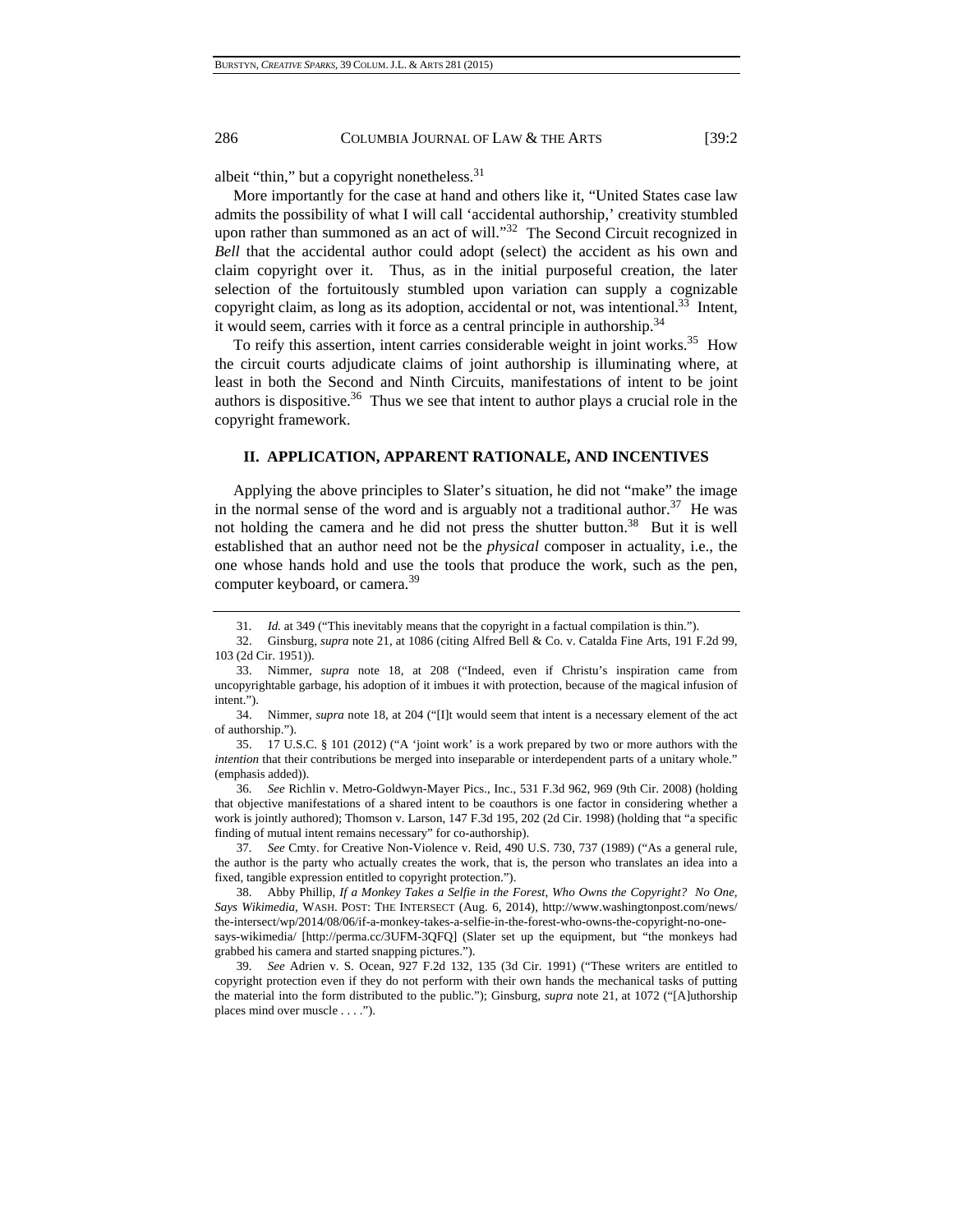albeit "thin," but a copyright nonetheless.[31]

More importantly for the case at hand and others like it, "United States case law admits the possibility of what I will call 'accidental authorship,' creativity stumbled upon rather than summoned as an act of will."[32] The Second Circuit recognized in *Bell* that the accidental author could adopt (select) the accident as his own and claim copyright over it. Thus, as in the initial purposeful creation, the later selection of the fortuitously stumbled upon variation can supply a cognizable copyright claim, as long as its adoption, accidental or not, was intentional.[33] Intent, it would seem, carries with it force as a central principle in authorship.[34]

To reify this assertion, intent carries considerable weight in joint works.[35] How the circuit courts adjudicate claims of joint authorship is illuminating where, at least in both the Second and Ninth Circuits, manifestations of intent to be joint authors is dispositive.[36] Thus we see that intent to author plays a crucial role in the copyright framework.

## II. APPLICATION, APPARENT RATIONALE, AND INCENTIVES

Applying the above principles to Slater's situation, he did not "make" the image in the normal sense of the word and is arguably not a traditional author.[37] He was not holding the camera and he did not press the shutter button.[38] But it is well established that an author need not be the *physical* composer in actuality, i.e., the one whose hands hold and use the tools that produce the work, such as the pen, computer keyboard, or camera.[39]

---

31. *Id.* at 349 ("This inevitably means that the copyright in a factual compilation is thin.").

32. Ginsburg, *supra* note 21, at 1086 (citing Alfred Bell & Co. v. Catalda Fine Arts, 191 F.2d 99, 103 (2d Cir. 1951)).

33. Nimmer, *supra* note 18, at 208 ("Indeed, even if Christu's inspiration came from uncopyrightable garbage, his adoption of it imbues it with protection, because of the magical infusion of intent.").

34. Nimmer, *supra* note 18, at 204 ("[I]t would seem that intent is a necessary element of the act of authorship.").

35. 17 U.S.C. § 101 (2012) ("A 'joint work' is a work prepared by two or more authors with the *intention* that their contributions be merged into inseparable or interdependent parts of a unitary whole." (emphasis added)).

36. *See* Richlin v. Metro-Goldwyn-Mayer Pics., Inc., 531 F.3d 962, 969 (9th Cir. 2008) (holding that objective manifestations of a shared intent to be coauthors is one factor in considering whether a work is jointly authored); Thomson v. Larson, 147 F.3d 195, 202 (2d Cir. 1998) (holding that "a specific finding of mutual intent remains necessary" for co-authorship).

37. *See* Cmty. for Creative Non-Violence v. Reid, 490 U.S. 730, 737 (1989) ("As a general rule, the author is the party who actually creates the work, that is, the person who translates an idea into a fixed, tangible expression entitled to copyright protection.").

38. Abby Phillip, *If a Monkey Takes a Selfie in the Forest, Who Owns the Copyright? No One, Says Wikimedia*, WASH. POST: THE INTERSECT (Aug. 6, 2014), http://www.washingtonpost.com/news/the-intersect/wp/2014/08/06/if-a-monkey-takes-a-selfie-in-the-forest-who-owns-the-copyright-no-one-says-wikimedia/ [http://perma.cc/3UFM-3QFQ] (Slater set up the equipment, but "the monkeys had grabbed his camera and started snapping pictures.").

39. *See* Adrien v. S. Ocean, 927 F.2d 132, 135 (3d Cir. 1991) ("These writers are entitled to copyright protection even if they do not perform with their own hands the mechanical tasks of putting the material into the form distributed to the public."); Ginsburg, *supra* note 21, at 1072 ("[A]uthorship places mind over muscle . . . .").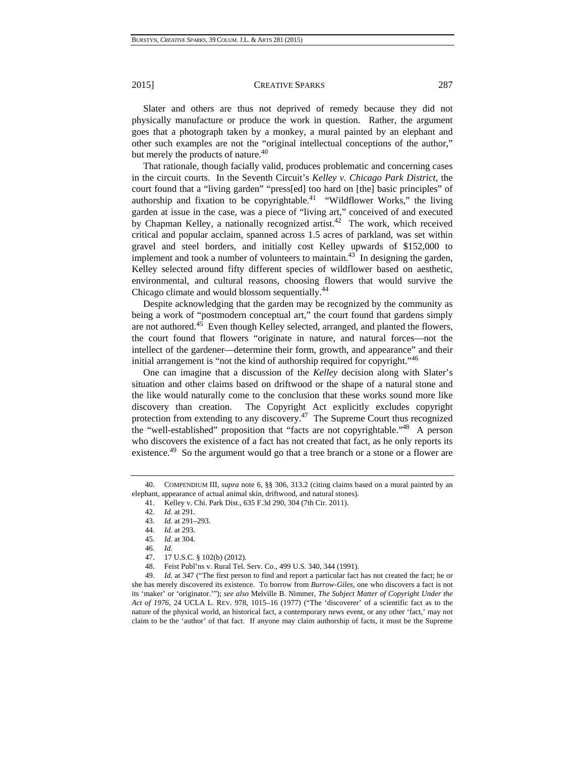Slater and others are thus not deprived of remedy because they did not physically manufacture or produce the work in question. Rather, the argument goes that a photograph taken by a monkey, a mural painted by an elephant and other such examples are not the "original intellectual conceptions of the author," but merely the products of nature.[40]

That rationale, though facially valid, produces problematic and concerning cases in the circuit courts. In the Seventh Circuit's *Kelley v. Chicago Park District*, the court found that a "living garden" "press[ed] too hard on [the] basic principles" of authorship and fixation to be copyrightable.[41] "Wildflower Works," the living garden at issue in the case, was a piece of "living art," conceived of and executed by Chapman Kelley, a nationally recognized artist.[42] The work, which received critical and popular acclaim, spanned across 1.5 acres of parkland, was set within gravel and steel borders, and initially cost Kelley upwards of $152,000 to implement and took a number of volunteers to maintain.[43] In designing the garden, Kelley selected around fifty different species of wildflower based on aesthetic, environmental, and cultural reasons, choosing flowers that would survive the Chicago climate and would blossom sequentially.[44]

Despite acknowledging that the garden may be recognized by the community as being a work of "postmodern conceptual art," the court found that gardens simply are not authored.[45] Even though Kelley selected, arranged, and planted the flowers, the court found that flowers "originate in nature, and natural forces—not the intellect of the gardener—determine their form, growth, and appearance" and their initial arrangement is "not the kind of authorship required for copyright."[46]

One can imagine that a discussion of the *Kelley* decision along with Slater's situation and other claims based on driftwood or the shape of a natural stone and the like would naturally come to the conclusion that these works sound more like discovery than creation. The Copyright Act explicitly excludes copyright protection from extending to any discovery.[47] The Supreme Court thus recognized the "well-established" proposition that "facts are not copyrightable."[48] A person who discovers the existence of a fact has not created that fact, as he only reports its existence.[49] So the argument would go that a tree branch or a stone or a flower are

---

40. COMPENDIUM III, *supra* note 6, §§ 306, 313.2 (citing claims based on a mural painted by an elephant, appearance of actual animal skin, driftwood, and natural stones).

41. Kelley v. Chi. Park Dist., 635 F.3d 290, 304 (7th Cir. 2011).

42. *Id.* at 291.

43. *Id.* at 291–293.

44. *Id.* at 293.

45. *Id.* at 304.

46. *Id.*

47. 17 U.S.C. § 102(b) (2012).

48. Feist Publ'ns v. Rural Tel. Serv. Co., 499 U.S. 340, 344 (1991).

49. *Id.* at 347 ("The first person to find and report a particular fact has not created the fact; he or she has merely discovered its existence. To borrow from *Burrow-Giles*, one who discovers a fact is not its 'maker' or 'originator.'"); *see also* Melville B. Nimmer, *The Subject Matter of Copyright Under the Act of 1976*, 24 UCLA L. REV. 978, 1015–16 (1977) ("The 'discoverer' of a scientific fact as to the nature of the physical world, an historical fact, a contemporary news event, or any other 'fact,' may not claim to be the 'author' of that fact. If anyone may claim authorship of facts, it must be the Supreme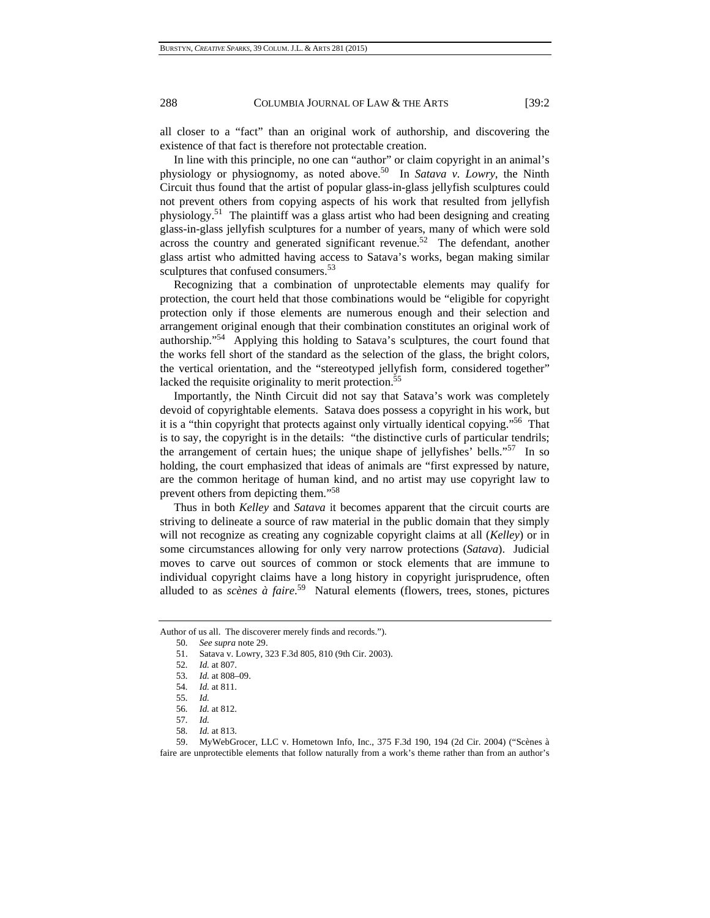all closer to a "fact" than an original work of authorship, and discovering the existence of that fact is therefore not protectable creation.

In line with this principle, no one can "author" or claim copyright in an animal's physiology or physiognomy, as noted above.[50] In *Satava v. Lowry*, the Ninth Circuit thus found that the artist of popular glass-in-glass jellyfish sculptures could not prevent others from copying aspects of his work that resulted from jellyfish physiology.[51] The plaintiff was a glass artist who had been designing and creating glass-in-glass jellyfish sculptures for a number of years, many of which were sold across the country and generated significant revenue.[52] The defendant, another glass artist who admitted having access to Satava's works, began making similar sculptures that confused consumers.[53]

Recognizing that a combination of unprotectable elements may qualify for protection, the court held that those combinations would be "eligible for copyright protection only if those elements are numerous enough and their selection and arrangement original enough that their combination constitutes an original work of authorship."[54] Applying this holding to Satava's sculptures, the court found that the works fell short of the standard as the selection of the glass, the bright colors, the vertical orientation, and the "stereotyped jellyfish form, considered together" lacked the requisite originality to merit protection.[55]

Importantly, the Ninth Circuit did not say that Satava's work was completely devoid of copyrightable elements. Satava does possess a copyright in his work, but it is a "thin copyright that protects against only virtually identical copying."[56] That is to say, the copyright is in the details: "the distinctive curls of particular tendrils; the arrangement of certain hues; the unique shape of jellyfishes' bells."[57] In so holding, the court emphasized that ideas of animals are "first expressed by nature, are the common heritage of human kind, and no artist may use copyright law to prevent others from depicting them."[58]

Thus in both *Kelley* and *Satava* it becomes apparent that the circuit courts are striving to delineate a source of raw material in the public domain that they simply will not recognize as creating any cognizable copyright claims at all (*Kelley*) or in some circumstances allowing for only very narrow protections (*Satava*). Judicial moves to carve out sources of common or stock elements that are immune to individual copyright claims have a long history in copyright jurisprudence, often alluded to as *scènes à faire*.[59] Natural elements (flowers, trees, stones, pictures

---

Author of us all. The discoverer merely finds and records.").

50. *See supra* note 29.

51. Satava v. Lowry, 323 F.3d 805, 810 (9th Cir. 2003).

52. *Id.* at 807.

53. *Id.* at 808–09.

54. *Id.* at 811.

55. *Id.*

56. *Id.* at 812.

57. *Id.*

58. *Id.* at 813.

59. MyWebGrocer, LLC v. Hometown Info, Inc., 375 F.3d 190, 194 (2d Cir. 2004) ("Scènes à faire are unprotectible elements that follow naturally from a work's theme rather than from an author's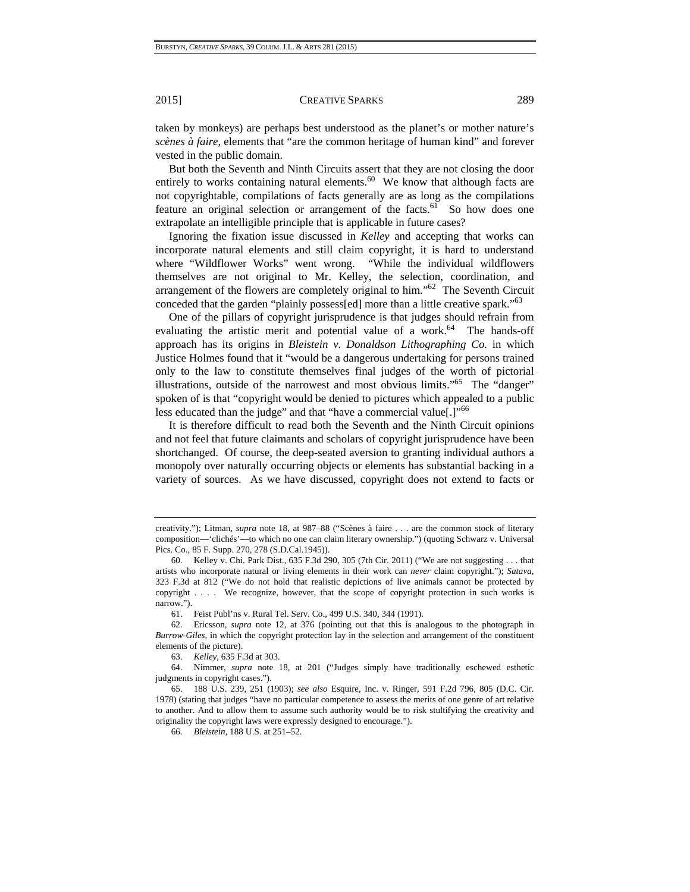taken by monkeys) are perhaps best understood as the planet's or mother nature's *scènes à faire*, elements that "are the common heritage of human kind" and forever vested in the public domain.

But both the Seventh and Ninth Circuits assert that they are not closing the door entirely to works containing natural elements.[60] We know that although facts are not copyrightable, compilations of facts generally are as long as the compilations feature an original selection or arrangement of the facts.[61] So how does one extrapolate an intelligible principle that is applicable in future cases?

Ignoring the fixation issue discussed in *Kelley* and accepting that works can incorporate natural elements and still claim copyright, it is hard to understand where "Wildflower Works" went wrong. "While the individual wildflowers themselves are not original to Mr. Kelley, the selection, coordination, and arrangement of the flowers are completely original to him."[62] The Seventh Circuit conceded that the garden "plainly possess[ed] more than a little creative spark."[63]

One of the pillars of copyright jurisprudence is that judges should refrain from evaluating the artistic merit and potential value of a work.[64] The hands-off approach has its origins in *Bleistein v. Donaldson Lithographing Co.* in which Justice Holmes found that it "would be a dangerous undertaking for persons trained only to the law to constitute themselves final judges of the worth of pictorial illustrations, outside of the narrowest and most obvious limits."[65] The "danger" spoken of is that "copyright would be denied to pictures which appealed to a public less educated than the judge" and that "have a commercial value[.]"[66]

It is therefore difficult to read both the Seventh and the Ninth Circuit opinions and not feel that future claimants and scholars of copyright jurisprudence have been shortchanged. Of course, the deep-seated aversion to granting individual authors a monopoly over naturally occurring objects or elements has substantial backing in a variety of sources. As we have discussed, copyright does not extend to facts or

---

creativity."); Litman, *supra* note 18, at 987–88 ("Scènes à faire . . . are the common stock of literary composition—'clichés'—to which no one can claim literary ownership.") (quoting Schwarz v. Universal Pics. Co., 85 F. Supp. 270, 278 (S.D.Cal.1945)).

60. Kelley v. Chi. Park Dist., 635 F.3d 290, 305 (7th Cir. 2011) ("We are not suggesting . . . that artists who incorporate natural or living elements in their work can *never* claim copyright."); *Satava*, 323 F.3d at 812 ("We do not hold that realistic depictions of live animals cannot be protected by copyright . . . . We recognize, however, that the scope of copyright protection in such works is narrow.").

61. Feist Publ'ns v. Rural Tel. Serv. Co., 499 U.S. 340, 344 (1991).

62. Ericsson, *supra* note 12, at 376 (pointing out that this is analogous to the photograph in *Burrow-Giles*, in which the copyright protection lay in the selection and arrangement of the constituent elements of the picture).

63. *Kelley*, 635 F.3d at 303.

64. Nimmer, *supra* note 18, at 201 ("Judges simply have traditionally eschewed esthetic judgments in copyright cases.").

65. 188 U.S. 239, 251 (1903); *see also* Esquire, Inc. v. Ringer, 591 F.2d 796, 805 (D.C. Cir. 1978) (stating that judges "have no particular competence to assess the merits of one genre of art relative to another. And to allow them to assume such authority would be to risk stultifying the creativity and originality the copyright laws were expressly designed to encourage.").

66. *Bleistein*, 188 U.S. at 251–52.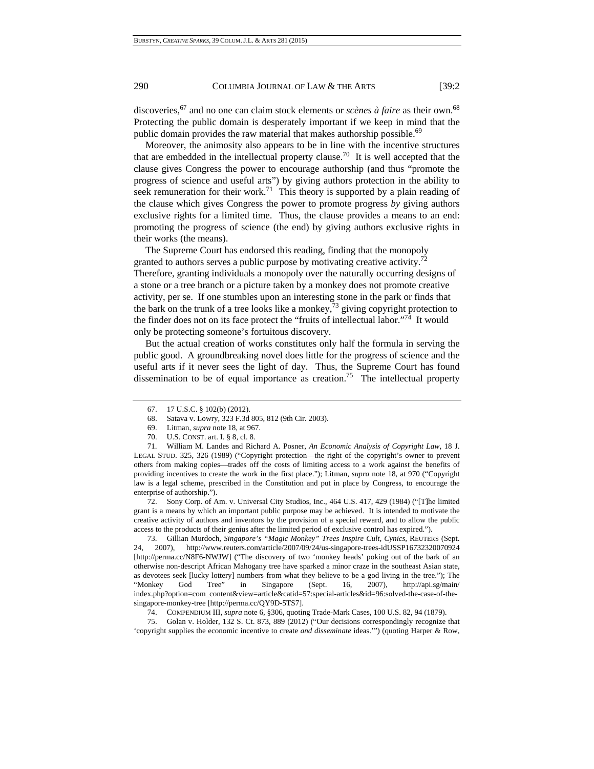discoveries,[67] and no one can claim stock elements or *scènes à faire* as their own.[68] Protecting the public domain is desperately important if we keep in mind that the public domain provides the raw material that makes authorship possible.[69]

Moreover, the animosity also appears to be in line with the incentive structures that are embedded in the intellectual property clause.[70] It is well accepted that the clause gives Congress the power to encourage authorship (and thus "promote the progress of science and useful arts") by giving authors protection in the ability to seek remuneration for their work.[71] This theory is supported by a plain reading of the clause which gives Congress the power to promote progress *by* giving authors exclusive rights for a limited time. Thus, the clause provides a means to an end: promoting the progress of science (the end) by giving authors exclusive rights in their works (the means).

The Supreme Court has endorsed this reading, finding that the monopoly granted to authors serves a public purpose by motivating creative activity.[72] Therefore, granting individuals a monopoly over the naturally occurring designs of a stone or a tree branch or a picture taken by a monkey does not promote creative activity, per se. If one stumbles upon an interesting stone in the park or finds that the bark on the trunk of a tree looks like a monkey,[73] giving copyright protection to the finder does not on its face protect the "fruits of intellectual labor."[74] It would only be protecting someone's fortuitous discovery.

But the actual creation of works constitutes only half the formula in serving the public good. A groundbreaking novel does little for the progress of science and the useful arts if it never sees the light of day. Thus, the Supreme Court has found dissemination to be of equal importance as creation.[75] The intellectual property

---

67. 17 U.S.C. § 102(b) (2012).

68. Satava v. Lowry, 323 F.3d 805, 812 (9th Cir. 2003).

69. Litman, *supra* note 18, at 967.

70. U.S. CONST. art. I. § 8, cl. 8.

71. William M. Landes and Richard A. Posner, *An Economic Analysis of Copyright Law*, 18 J. LEGAL STUD. 325, 326 (1989) ("Copyright protection—the right of the copyright's owner to prevent others from making copies—trades off the costs of limiting access to a work against the benefits of providing incentives to create the work in the first place."); Litman, *supra* note 18, at 970 ("Copyright law is a legal scheme, prescribed in the Constitution and put in place by Congress, to encourage the enterprise of authorship.").

72. Sony Corp. of Am. v. Universal City Studios, Inc., 464 U.S. 417, 429 (1984) ("[T]he limited grant is a means by which an important public purpose may be achieved. It is intended to motivate the creative activity of authors and inventors by the provision of a special reward, and to allow the public access to the products of their genius after the limited period of exclusive control has expired.").

73. Gillian Murdoch, *Singapore's "Magic Monkey" Trees Inspire Cult, Cynics*, REUTERS (Sept. 24, 2007), http://www.reuters.com/article/2007/09/24/us-singapore-trees-idUSSP16732320070924 [http://perma.cc/N8F6-NWJW] ("The discovery of two 'monkey heads' poking out of the bark of an otherwise non-descript African Mahogany tree have sparked a minor craze in the southeast Asian state, as devotees seek [lucky lottery] numbers from what they believe to be a god living in the tree."); The "Monkey God Tree" in Singapore (Sept. 16, 2007), http://api.sg/main/index.php?option=com_content&view=article&catid=57:special-articles&id=96:solved-the-case-of-the-singapore-monkey-tree [http://perma.cc/QY9D-5TS7].

74. COMPENDIUM III, *supra* note 6, §306, quoting Trade-Mark Cases, 100 U.S. 82, 94 (1879).

75. Golan v. Holder, 132 S. Ct. 873, 889 (2012) ("Our decisions correspondingly recognize that 'copyright supplies the economic incentive to create *and disseminate* ideas.'") (quoting Harper & Row,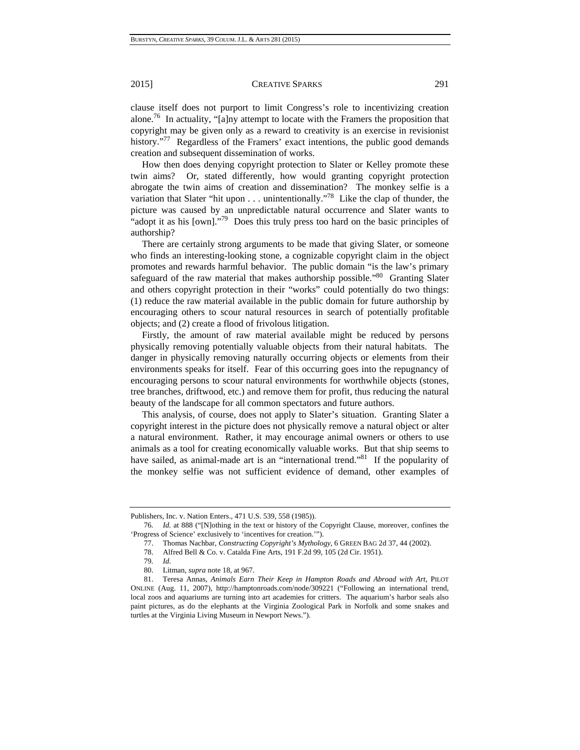clause itself does not purport to limit Congress's role to incentivizing creation alone.[76] In actuality, "[a]ny attempt to locate with the Framers the proposition that copyright may be given only as a reward to creativity is an exercise in revisionist history."[77] Regardless of the Framers' exact intentions, the public good demands creation and subsequent dissemination of works.

How then does denying copyright protection to Slater or Kelley promote these twin aims? Or, stated differently, how would granting copyright protection abrogate the twin aims of creation and dissemination? The monkey selfie is a variation that Slater "hit upon . . . unintentionally."[78] Like the clap of thunder, the picture was caused by an unpredictable natural occurrence and Slater wants to "adopt it as his [own]."[79] Does this truly press too hard on the basic principles of authorship?

There are certainly strong arguments to be made that giving Slater, or someone who finds an interesting-looking stone, a cognizable copyright claim in the object promotes and rewards harmful behavior. The public domain "is the law's primary safeguard of the raw material that makes authorship possible."[80] Granting Slater and others copyright protection in their "works" could potentially do two things: (1) reduce the raw material available in the public domain for future authorship by encouraging others to scour natural resources in search of potentially profitable objects; and (2) create a flood of frivolous litigation.

Firstly, the amount of raw material available might be reduced by persons physically removing potentially valuable objects from their natural habitats. The danger in physically removing naturally occurring objects or elements from their environments speaks for itself. Fear of this occurring goes into the repugnancy of encouraging persons to scour natural environments for worthwhile objects (stones, tree branches, driftwood, etc.) and remove them for profit, thus reducing the natural beauty of the landscape for all common spectators and future authors.

This analysis, of course, does not apply to Slater's situation. Granting Slater a copyright interest in the picture does not physically remove a natural object or alter a natural environment. Rather, it may encourage animal owners or others to use animals as a tool for creating economically valuable works. But that ship seems to have sailed, as animal-made art is an "international trend."[81] If the popularity of the monkey selfie was not sufficient evidence of demand, other examples of

---

Publishers, Inc. v. Nation Enters., 471 U.S. 539, 558 (1985)).

76. *Id.* at 888 ("[N]othing in the text or history of the Copyright Clause, moreover, confines the 'Progress of Science' exclusively to 'incentives for creation.'").

77. Thomas Nachbar, *Constructing Copyright's Mythology*, 6 GREEN BAG 2d 37, 44 (2002).

78. Alfred Bell & Co. v. Catalda Fine Arts, 191 F.2d 99, 105 (2d Cir. 1951).

79. *Id.*

80. Litman, *supra* note 18, at 967.

81. Teresa Annas, *Animals Earn Their Keep in Hampton Roads and Abroad with Art*, PILOT ONLINE (Aug. 11, 2007), http://hamptonroads.com/node/309221 ("Following an international trend, local zoos and aquariums are turning into art academies for critters. The aquarium's harbor seals also paint pictures, as do the elephants at the Virginia Zoological Park in Norfolk and some snakes and turtles at the Virginia Living Museum in Newport News.").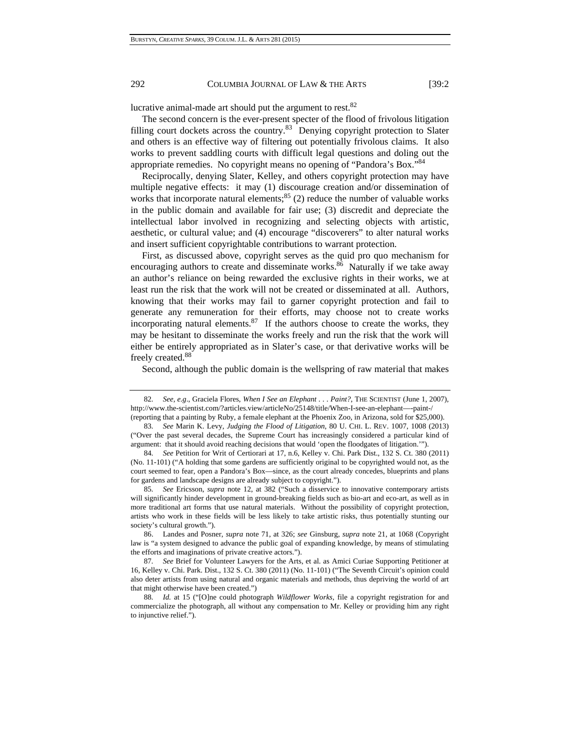lucrative animal-made art should put the argument to rest.[82]

The second concern is the ever-present specter of the flood of frivolous litigation filling court dockets across the country.[83] Denying copyright protection to Slater and others is an effective way of filtering out potentially frivolous claims. It also works to prevent saddling courts with difficult legal questions and doling out the appropriate remedies. No copyright means no opening of "Pandora's Box."[84]

Reciprocally, denying Slater, Kelley, and others copyright protection may have multiple negative effects: it may (1) discourage creation and/or dissemination of works that incorporate natural elements;[85] (2) reduce the number of valuable works in the public domain and available for fair use; (3) discredit and depreciate the intellectual labor involved in recognizing and selecting objects with artistic, aesthetic, or cultural value; and (4) encourage "discoverers" to alter natural works and insert sufficient copyrightable contributions to warrant protection.

First, as discussed above, copyright serves as the quid pro quo mechanism for encouraging authors to create and disseminate works.[86] Naturally if we take away an author's reliance on being rewarded the exclusive rights in their works, we at least run the risk that the work will not be created or disseminated at all. Authors, knowing that their works may fail to garner copyright protection and fail to generate any remuneration for their efforts, may choose not to create works incorporating natural elements.[87] If the authors choose to create the works, they may be hesitant to disseminate the works freely and run the risk that the work will either be entirely appropriated as in Slater's case, or that derivative works will be freely created.[88]

Second, although the public domain is the wellspring of raw material that makes

---

82. *See, e.g.*, Graciela Flores, *When I See an Elephant . . . Paint?*, THE SCIENTIST (June 1, 2007), http://www.the-scientist.com/?articles.view/articleNo/25148/title/When-I-see-an-elephant—-paint-/ (reporting that a painting by Ruby, a female elephant at the Phoenix Zoo, in Arizona, sold for $25,000).

83. *See* Marin K. Levy, *Judging the Flood of Litigation*, 80 U. CHI. L. REV. 1007, 1008 (2013) ("Over the past several decades, the Supreme Court has increasingly considered a particular kind of argument: that it should avoid reaching decisions that would 'open the floodgates of litigation.'").

84. *See* Petition for Writ of Certiorari at 17, n.6, Kelley v. Chi. Park Dist., 132 S. Ct. 380 (2011) (No. 11-101) ("A holding that some gardens are sufficiently original to be copyrighted would not, as the court seemed to fear, open a Pandora's Box—since, as the court already concedes, blueprints and plans for gardens and landscape designs are already subject to copyright.").

85. *See* Ericsson, *supra* note 12, at 382 ("Such a disservice to innovative contemporary artists will significantly hinder development in ground-breaking fields such as bio-art and eco-art, as well as in more traditional art forms that use natural materials. Without the possibility of copyright protection, artists who work in these fields will be less likely to take artistic risks, thus potentially stunting our society's cultural growth.").

86. Landes and Posner, *supra* note 71, at 326; *see* Ginsburg, *supra* note 21, at 1068 (Copyright law is "a system designed to advance the public goal of expanding knowledge, by means of stimulating the efforts and imaginations of private creative actors.").

87. *See* Brief for Volunteer Lawyers for the Arts, et al. as Amici Curiae Supporting Petitioner at 16, Kelley v. Chi. Park. Dist., 132 S. Ct. 380 (2011) (No. 11-101) ("The Seventh Circuit's opinion could also deter artists from using natural and organic materials and methods, thus depriving the world of art that might otherwise have been created.")

88. *Id.* at 15 ("[O]ne could photograph *Wildflower Works*, file a copyright registration for and commercialize the photograph, all without any compensation to Mr. Kelley or providing him any right to injunctive relief.").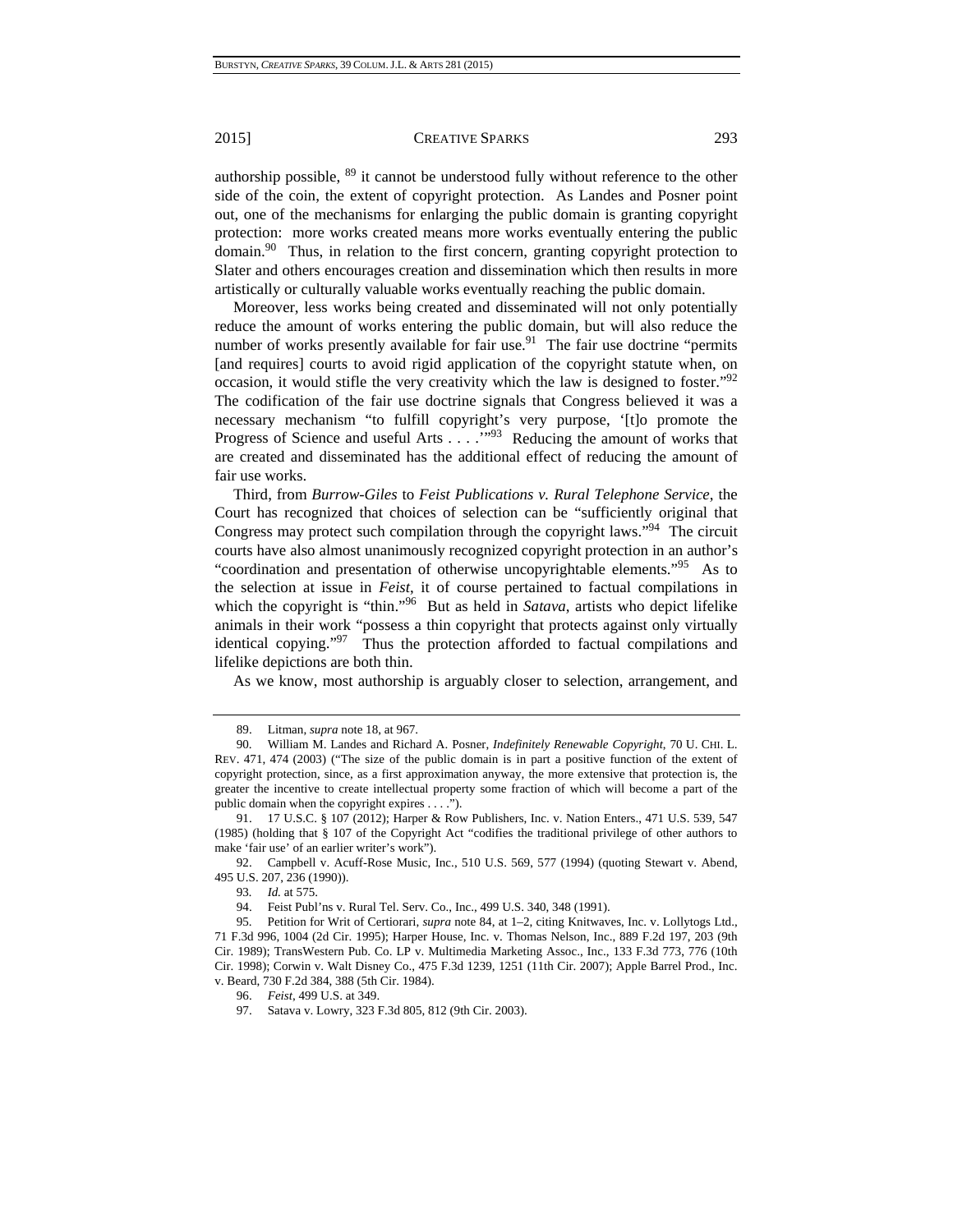authorship possible, [89] it cannot be understood fully without reference to the other side of the coin, the extent of copyright protection. As Landes and Posner point out, one of the mechanisms for enlarging the public domain is granting copyright protection: more works created means more works eventually entering the public domain.[90] Thus, in relation to the first concern, granting copyright protection to Slater and others encourages creation and dissemination which then results in more artistically or culturally valuable works eventually reaching the public domain.

Moreover, less works being created and disseminated will not only potentially reduce the amount of works entering the public domain, but will also reduce the number of works presently available for fair use.[91] The fair use doctrine "permits [and requires] courts to avoid rigid application of the copyright statute when, on occasion, it would stifle the very creativity which the law is designed to foster."[92] The codification of the fair use doctrine signals that Congress believed it was a necessary mechanism "to fulfill copyright's very purpose, '[t]o promote the Progress of Science and useful Arts . . . .'"[93] Reducing the amount of works that are created and disseminated has the additional effect of reducing the amount of fair use works.

Third, from *Burrow-Giles* to *Feist Publications v. Rural Telephone Service*, the Court has recognized that choices of selection can be "sufficiently original that Congress may protect such compilation through the copyright laws."[94] The circuit courts have also almost unanimously recognized copyright protection in an author's "coordination and presentation of otherwise uncopyrightable elements."[95] As to the selection at issue in *Feist*, it of course pertained to factual compilations in which the copyright is "thin."[96] But as held in *Satava*, artists who depict lifelike animals in their work "possess a thin copyright that protects against only virtually identical copying."[97] Thus the protection afforded to factual compilations and lifelike depictions are both thin.

As we know, most authorship is arguably closer to selection, arrangement, and

---

89. Litman, *supra* note 18, at 967.

90. William M. Landes and Richard A. Posner, *Indefinitely Renewable Copyright*, 70 U. CHI. L. REV. 471, 474 (2003) ("The size of the public domain is in part a positive function of the extent of copyright protection, since, as a first approximation anyway, the more extensive that protection is, the greater the incentive to create intellectual property some fraction of which will become a part of the public domain when the copyright expires . . . .").

91. 17 U.S.C. § 107 (2012); Harper & Row Publishers, Inc. v. Nation Enters., 471 U.S. 539, 547 (1985) (holding that § 107 of the Copyright Act "codifies the traditional privilege of other authors to make 'fair use' of an earlier writer's work").

92. Campbell v. Acuff-Rose Music, Inc., 510 U.S. 569, 577 (1994) (quoting Stewart v. Abend, 495 U.S. 207, 236 (1990)).

93. *Id.* at 575.

94. Feist Publ'ns v. Rural Tel. Serv. Co., Inc., 499 U.S. 340, 348 (1991).

95. Petition for Writ of Certiorari, *supra* note 84, at 1–2, citing Knitwaves, Inc. v. Lollytogs Ltd., 71 F.3d 996, 1004 (2d Cir. 1995); Harper House, Inc. v. Thomas Nelson, Inc., 889 F.2d 197, 203 (9th Cir. 1989); TransWestern Pub. Co. LP v. Multimedia Marketing Assoc., Inc., 133 F.3d 773, 776 (10th Cir. 1998); Corwin v. Walt Disney Co., 475 F.3d 1239, 1251 (11th Cir. 2007); Apple Barrel Prod., Inc. v. Beard, 730 F.2d 384, 388 (5th Cir. 1984).

96. *Feist*, 499 U.S. at 349.

97. Satava v. Lowry, 323 F.3d 805, 812 (9th Cir. 2003).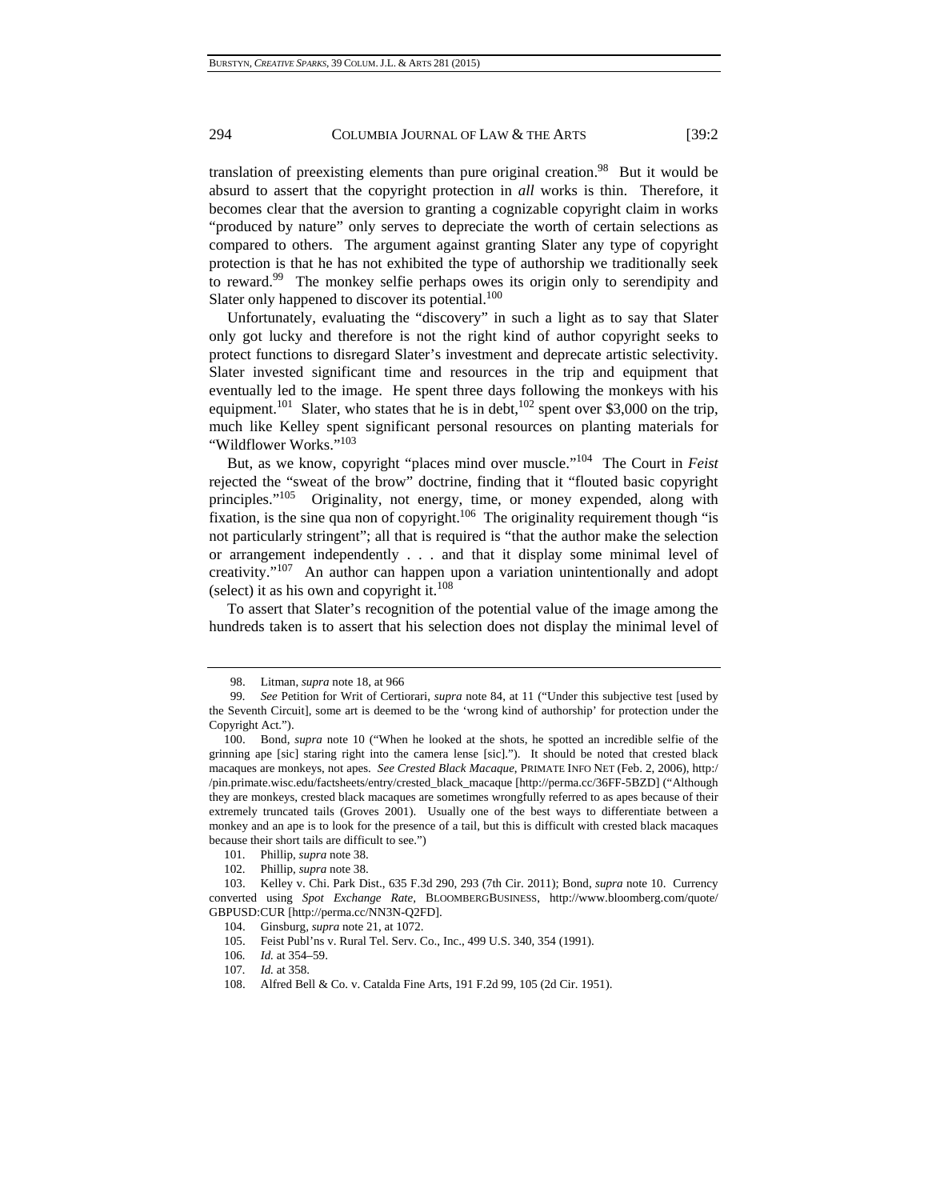translation of preexisting elements than pure original creation.[98] But it would be absurd to assert that the copyright protection in *all* works is thin. Therefore, it becomes clear that the aversion to granting a cognizable copyright claim in works "produced by nature" only serves to depreciate the worth of certain selections as compared to others. The argument against granting Slater any type of copyright protection is that he has not exhibited the type of authorship we traditionally seek to reward.[99] The monkey selfie perhaps owes its origin only to serendipity and Slater only happened to discover its potential.[100]

Unfortunately, evaluating the "discovery" in such a light as to say that Slater only got lucky and therefore is not the right kind of author copyright seeks to protect functions to disregard Slater's investment and deprecate artistic selectivity. Slater invested significant time and resources in the trip and equipment that eventually led to the image. He spent three days following the monkeys with his equipment.[101] Slater, who states that he is in debt,[102] spent over $3,000 on the trip, much like Kelley spent significant personal resources on planting materials for "Wildflower Works."[103]

But, as we know, copyright "places mind over muscle."[104] The Court in *Feist* rejected the "sweat of the brow" doctrine, finding that it "flouted basic copyright principles."[105] Originality, not energy, time, or money expended, along with fixation, is the sine qua non of copyright.[106] The originality requirement though "is not particularly stringent"; all that is required is "that the author make the selection or arrangement independently . . . and that it display some minimal level of creativity."[107] An author can happen upon a variation unintentionally and adopt (select) it as his own and copyright it.[108]

To assert that Slater's recognition of the potential value of the image among the hundreds taken is to assert that his selection does not display the minimal level of

---

98. Litman, *supra* note 18, at 966

99. *See* Petition for Writ of Certiorari, *supra* note 84, at 11 ("Under this subjective test [used by the Seventh Circuit], some art is deemed to be the 'wrong kind of authorship' for protection under the Copyright Act.").

100. Bond, *supra* note 10 ("When he looked at the shots, he spotted an incredible selfie of the grinning ape [sic] staring right into the camera lense [sic]."). It should be noted that crested black macaques are monkeys, not apes. *See Crested Black Macaque*, PRIMATE INFO NET (Feb. 2, 2006), http://pin.primate.wisc.edu/factsheets/entry/crested_black_macaque [http://perma.cc/36FF-5BZD] ("Although they are monkeys, crested black macaques are sometimes wrongfully referred to as apes because of their extremely truncated tails (Groves 2001). Usually one of the best ways to differentiate between a monkey and an ape is to look for the presence of a tail, but this is difficult with crested black macaques because their short tails are difficult to see.")

101. Phillip, *supra* note 38.

102. Phillip, *supra* note 38.

103. Kelley v. Chi. Park Dist., 635 F.3d 290, 293 (7th Cir. 2011); Bond, *supra* note 10. Currency converted using *Spot Exchange Rate*, BLOOMBERGBUSINESS, http://www.bloomberg.com/quote/GBPUSD:CUR [http://perma.cc/NN3N-Q2FD].

104. Ginsburg, *supra* note 21, at 1072.

105. Feist Publ'ns v. Rural Tel. Serv. Co., Inc., 499 U.S. 340, 354 (1991).

106. *Id.* at 354–59.

107. *Id.* at 358.

108. Alfred Bell & Co. v. Catalda Fine Arts, 191 F.2d 99, 105 (2d Cir. 1951).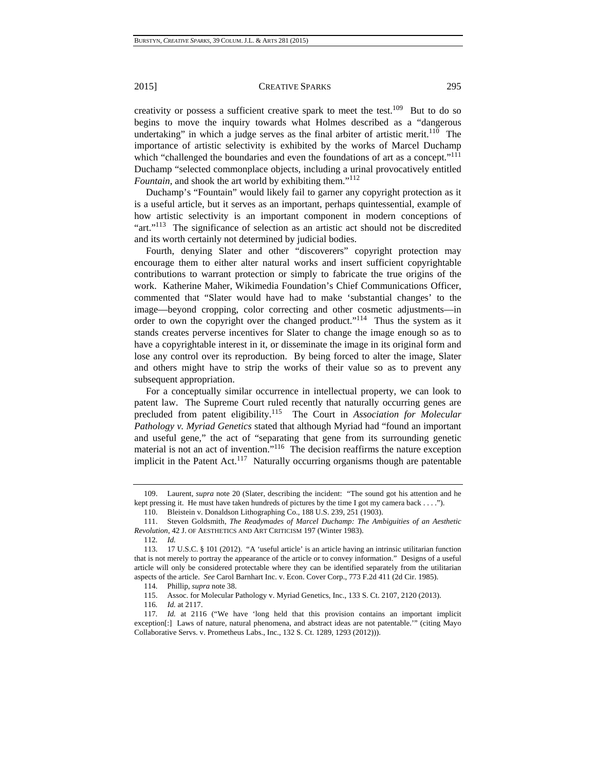creativity or possess a sufficient creative spark to meet the test.[109] But to do so begins to move the inquiry towards what Holmes described as a "dangerous undertaking" in which a judge serves as the final arbiter of artistic merit.[110] The importance of artistic selectivity is exhibited by the works of Marcel Duchamp which "challenged the boundaries and even the foundations of art as a concept."[111] Duchamp "selected commonplace objects, including a urinal provocatively entitled *Fountain*, and shook the art world by exhibiting them."[112]

Duchamp's "Fountain" would likely fail to garner any copyright protection as it is a useful article, but it serves as an important, perhaps quintessential, example of how artistic selectivity is an important component in modern conceptions of "art."[113] The significance of selection as an artistic act should not be discredited and its worth certainly not determined by judicial bodies.

Fourth, denying Slater and other "discoverers" copyright protection may encourage them to either alter natural works and insert sufficient copyrightable contributions to warrant protection or simply to fabricate the true origins of the work. Katherine Maher, Wikimedia Foundation's Chief Communications Officer, commented that "Slater would have had to make 'substantial changes' to the image—beyond cropping, color correcting and other cosmetic adjustments—in order to own the copyright over the changed product."[114] Thus the system as it stands creates perverse incentives for Slater to change the image enough so as to have a copyrightable interest in it, or disseminate the image in its original form and lose any control over its reproduction. By being forced to alter the image, Slater and others might have to strip the works of their value so as to prevent any subsequent appropriation.

For a conceptually similar occurrence in intellectual property, we can look to patent law. The Supreme Court ruled recently that naturally occurring genes are precluded from patent eligibility.[115] The Court in *Association for Molecular Pathology v. Myriad Genetics* stated that although Myriad had "found an important and useful gene," the act of "separating that gene from its surrounding genetic material is not an act of invention."[116] The decision reaffirms the nature exception implicit in the Patent Act.[117] Naturally occurring organisms though are patentable

---

109. Laurent, *supra* note 20 (Slater, describing the incident: "The sound got his attention and he kept pressing it. He must have taken hundreds of pictures by the time I got my camera back . . . .").

110. Bleistein v. Donaldson Lithographing Co., 188 U.S. 239, 251 (1903).

111. Steven Goldsmith, *The Readymades of Marcel Duchamp: The Ambiguities of an Aesthetic Revolution*, 42 J. OF AESTHETICS AND ART CRITICISM 197 (Winter 1983).

112. *Id.*

113. 17 U.S.C. § 101 (2012). "A 'useful article' is an article having an intrinsic utilitarian function that is not merely to portray the appearance of the article or to convey information." Designs of a useful article will only be considered protectable where they can be identified separately from the utilitarian aspects of the article. *See* Carol Barnhart Inc. v. Econ. Cover Corp., 773 F.2d 411 (2d Cir. 1985).

114. Phillip, *supra* note 38.

115. Assoc. for Molecular Pathology v. Myriad Genetics, Inc., 133 S. Ct. 2107, 2120 (2013).

116. *Id.* at 2117.

117. *Id.* at 2116 ("We have 'long held that this provision contains an important implicit exception[:] Laws of nature, natural phenomena, and abstract ideas are not patentable.'" (citing Mayo Collaborative Servs. v. Prometheus Labs., Inc., 132 S. Ct. 1289, 1293 (2012))).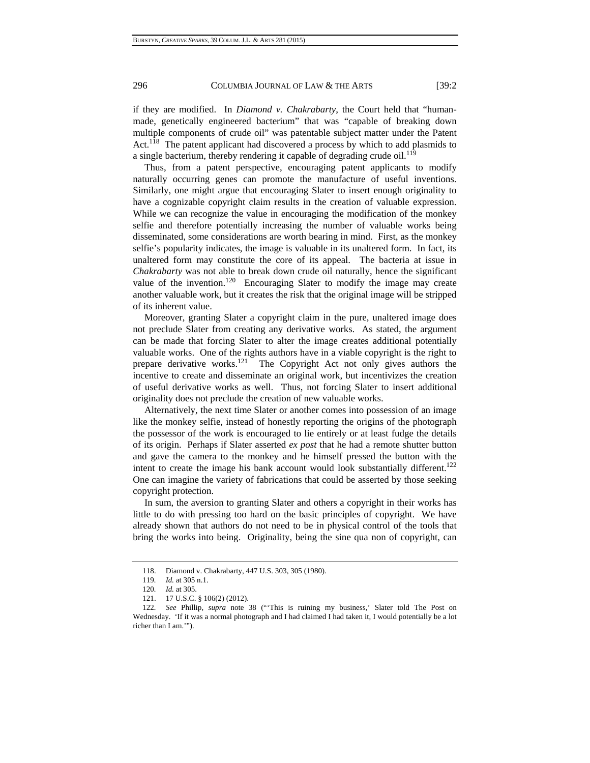if they are modified. In *Diamond v. Chakrabarty*, the Court held that "human-made, genetically engineered bacterium" that was "capable of breaking down multiple components of crude oil" was patentable subject matter under the Patent Act.[118] The patent applicant had discovered a process by which to add plasmids to a single bacterium, thereby rendering it capable of degrading crude oil.[119]

Thus, from a patent perspective, encouraging patent applicants to modify naturally occurring genes can promote the manufacture of useful inventions. Similarly, one might argue that encouraging Slater to insert enough originality to have a cognizable copyright claim results in the creation of valuable expression. While we can recognize the value in encouraging the modification of the monkey selfie and therefore potentially increasing the number of valuable works being disseminated, some considerations are worth bearing in mind. First, as the monkey selfie's popularity indicates, the image is valuable in its unaltered form. In fact, its unaltered form may constitute the core of its appeal. The bacteria at issue in *Chakrabarty* was not able to break down crude oil naturally, hence the significant value of the invention.[120] Encouraging Slater to modify the image may create another valuable work, but it creates the risk that the original image will be stripped of its inherent value.

Moreover, granting Slater a copyright claim in the pure, unaltered image does not preclude Slater from creating any derivative works. As stated, the argument can be made that forcing Slater to alter the image creates additional potentially valuable works. One of the rights authors have in a viable copyright is the right to prepare derivative works.[121] The Copyright Act not only gives authors the incentive to create and disseminate an original work, but incentivizes the creation of useful derivative works as well. Thus, not forcing Slater to insert additional originality does not preclude the creation of new valuable works.

Alternatively, the next time Slater or another comes into possession of an image like the monkey selfie, instead of honestly reporting the origins of the photograph the possessor of the work is encouraged to lie entirely or at least fudge the details of its origin. Perhaps if Slater asserted *ex post* that he had a remote shutter button and gave the camera to the monkey and he himself pressed the button with the intent to create the image his bank account would look substantially different.[122] One can imagine the variety of fabrications that could be asserted by those seeking copyright protection.

In sum, the aversion to granting Slater and others a copyright in their works has little to do with pressing too hard on the basic principles of copyright. We have already shown that authors do not need to be in physical control of the tools that bring the works into being. Originality, being the sine qua non of copyright, can

---

118. Diamond v. Chakrabarty, 447 U.S. 303, 305 (1980).

119. *Id.* at 305 n.1.

120. *Id.* at 305.

121. 17 U.S.C. § 106(2) (2012).

122. *See* Phillip, *supra* note 38 ("'This is ruining my business,' Slater told The Post on Wednesday. 'If it was a normal photograph and I had claimed I had taken it, I would potentially be a lot richer than I am.'").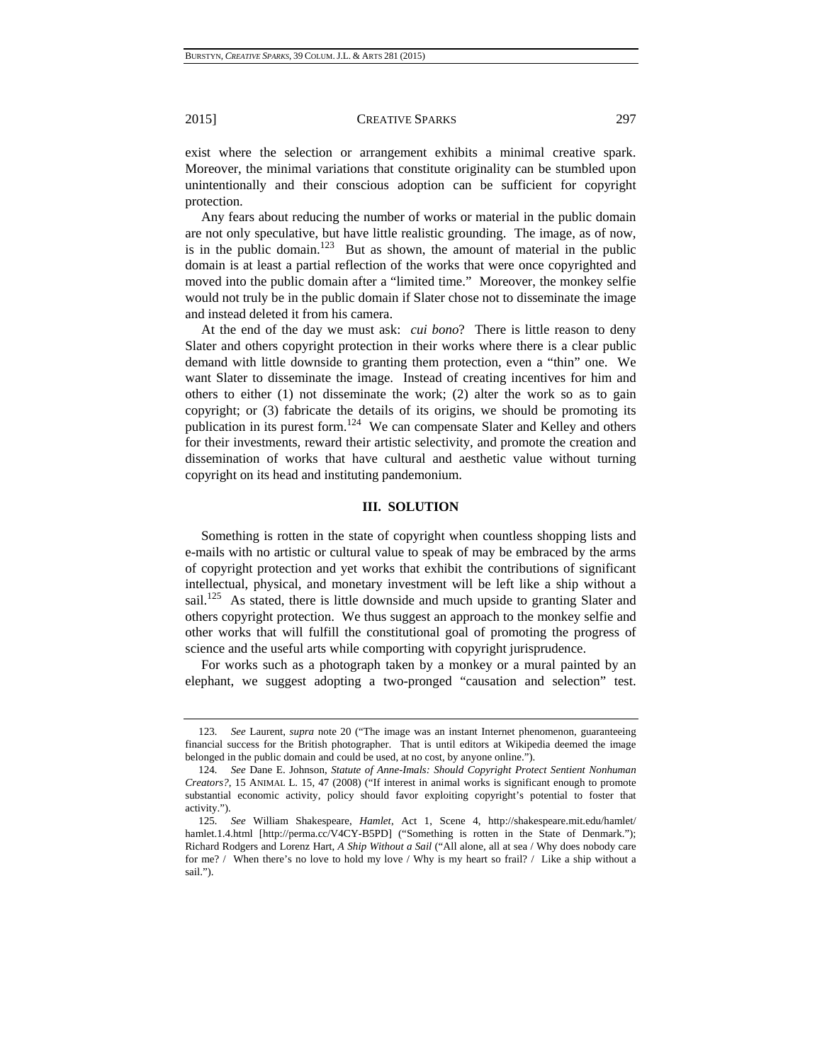exist where the selection or arrangement exhibits a minimal creative spark. Moreover, the minimal variations that constitute originality can be stumbled upon unintentionally and their conscious adoption can be sufficient for copyright protection.

Any fears about reducing the number of works or material in the public domain are not only speculative, but have little realistic grounding. The image, as of now, is in the public domain.[123] But as shown, the amount of material in the public domain is at least a partial reflection of the works that were once copyrighted and moved into the public domain after a "limited time." Moreover, the monkey selfie would not truly be in the public domain if Slater chose not to disseminate the image and instead deleted it from his camera.

At the end of the day we must ask: *cui bono*? There is little reason to deny Slater and others copyright protection in their works where there is a clear public demand with little downside to granting them protection, even a "thin" one. We want Slater to disseminate the image. Instead of creating incentives for him and others to either (1) not disseminate the work; (2) alter the work so as to gain copyright; or (3) fabricate the details of its origins, we should be promoting its publication in its purest form.[124] We can compensate Slater and Kelley and others for their investments, reward their artistic selectivity, and promote the creation and dissemination of works that have cultural and aesthetic value without turning copyright on its head and instituting pandemonium.

## III. SOLUTION

Something is rotten in the state of copyright when countless shopping lists and e-mails with no artistic or cultural value to speak of may be embraced by the arms of copyright protection and yet works that exhibit the contributions of significant intellectual, physical, and monetary investment will be left like a ship without a sail.[125] As stated, there is little downside and much upside to granting Slater and others copyright protection. We thus suggest an approach to the monkey selfie and other works that will fulfill the constitutional goal of promoting the progress of science and the useful arts while comporting with copyright jurisprudence.

For works such as a photograph taken by a monkey or a mural painted by an elephant, we suggest adopting a two-pronged "causation and selection" test.

---

123. *See* Laurent, *supra* note 20 ("The image was an instant Internet phenomenon, guaranteeing financial success for the British photographer. That is until editors at Wikipedia deemed the image belonged in the public domain and could be used, at no cost, by anyone online.").

124. *See* Dane E. Johnson, *Statute of Anne-Imals: Should Copyright Protect Sentient Nonhuman Creators?*, 15 ANIMAL L. 15, 47 (2008) ("If interest in animal works is significant enough to promote substantial economic activity, policy should favor exploiting copyright's potential to foster that activity.").

125. *See* William Shakespeare, *Hamlet*, Act 1, Scene 4, http://shakespeare.mit.edu/hamlet/hamlet.1.4.html [http://perma.cc/V4CY-B5PD] ("Something is rotten in the State of Denmark."); Richard Rodgers and Lorenz Hart, *A Ship Without a Sail* ("All alone, all at sea / Why does nobody care for me? / When there's no love to hold my love / Why is my heart so frail? / Like a ship without a sail.").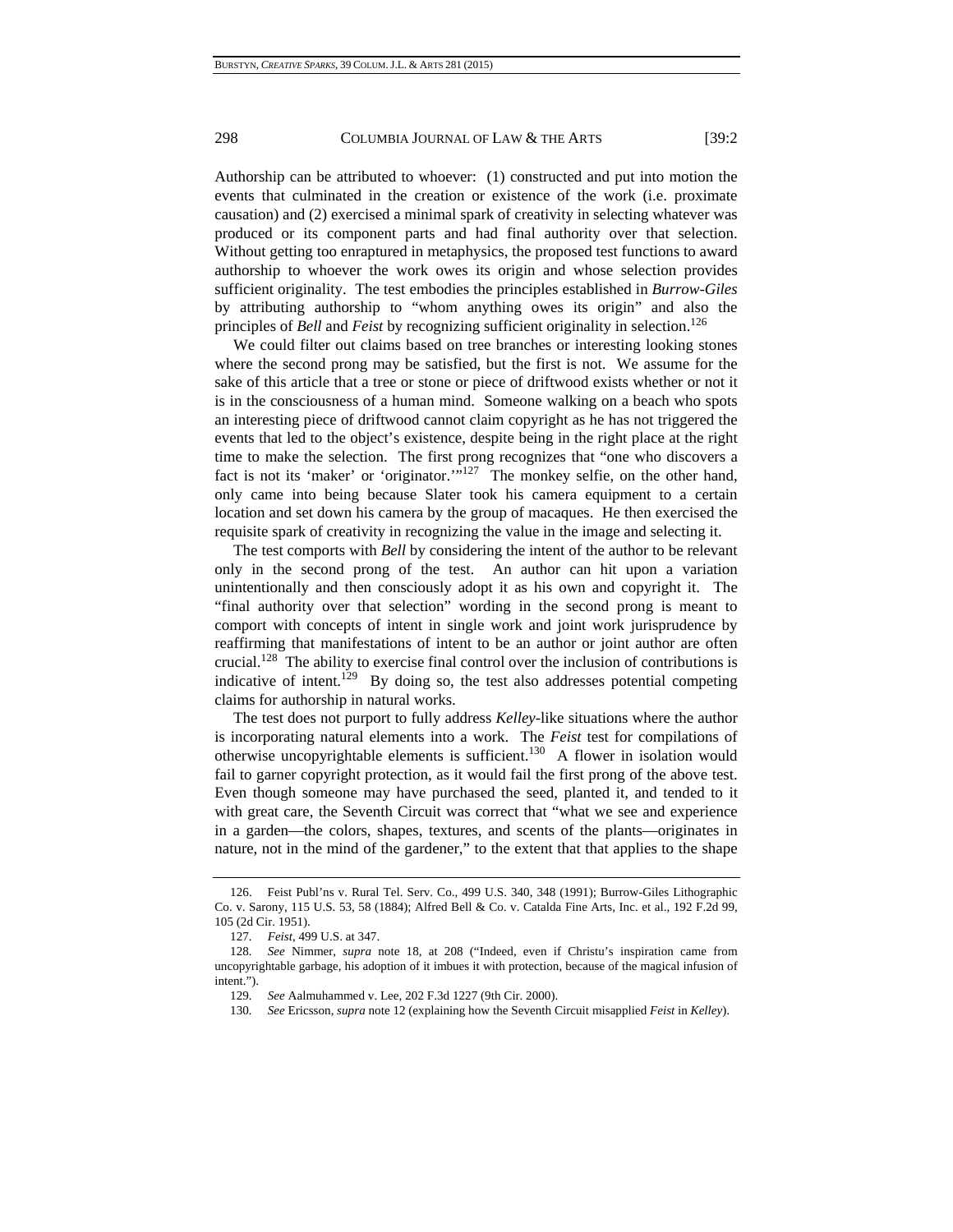Authorship can be attributed to whoever: (1) constructed and put into motion the events that culminated in the creation or existence of the work (i.e. proximate causation) and (2) exercised a minimal spark of creativity in selecting whatever was produced or its component parts and had final authority over that selection. Without getting too enraptured in metaphysics, the proposed test functions to award authorship to whoever the work owes its origin and whose selection provides sufficient originality. The test embodies the principles established in *Burrow-Giles* by attributing authorship to "whom anything owes its origin" and also the principles of *Bell* and *Feist* by recognizing sufficient originality in selection.[126]

We could filter out claims based on tree branches or interesting looking stones where the second prong may be satisfied, but the first is not. We assume for the sake of this article that a tree or stone or piece of driftwood exists whether or not it is in the consciousness of a human mind. Someone walking on a beach who spots an interesting piece of driftwood cannot claim copyright as he has not triggered the events that led to the object's existence, despite being in the right place at the right time to make the selection. The first prong recognizes that "one who discovers a fact is not its 'maker' or 'originator.'"[127] The monkey selfie, on the other hand, only came into being because Slater took his camera equipment to a certain location and set down his camera by the group of macaques. He then exercised the requisite spark of creativity in recognizing the value in the image and selecting it.

The test comports with *Bell* by considering the intent of the author to be relevant only in the second prong of the test. An author can hit upon a variation unintentionally and then consciously adopt it as his own and copyright it. The "final authority over that selection" wording in the second prong is meant to comport with concepts of intent in single work and joint work jurisprudence by reaffirming that manifestations of intent to be an author or joint author are often crucial.[128] The ability to exercise final control over the inclusion of contributions is indicative of intent.[129] By doing so, the test also addresses potential competing claims for authorship in natural works.

The test does not purport to fully address *Kelley*-like situations where the author is incorporating natural elements into a work. The *Feist* test for compilations of otherwise uncopyrightable elements is sufficient.[130] A flower in isolation would fail to garner copyright protection, as it would fail the first prong of the above test. Even though someone may have purchased the seed, planted it, and tended to it with great care, the Seventh Circuit was correct that "what we see and experience in a garden—the colors, shapes, textures, and scents of the plants—originates in nature, not in the mind of the gardener," to the extent that that applies to the shape

---

126. Feist Publ'ns v. Rural Tel. Serv. Co., 499 U.S. 340, 348 (1991); Burrow-Giles Lithographic Co. v. Sarony, 115 U.S. 53, 58 (1884); Alfred Bell & Co. v. Catalda Fine Arts, Inc. et al., 192 F.2d 99, 105 (2d Cir. 1951).

127. *Feist*, 499 U.S. at 347.

128. *See* Nimmer, *supra* note 18, at 208 ("Indeed, even if Christu's inspiration came from uncopyrightable garbage, his adoption of it imbues it with protection, because of the magical infusion of intent.").

129. *See* Aalmuhammed v. Lee, 202 F.3d 1227 (9th Cir. 2000).

130. *See* Ericsson, *supra* note 12 (explaining how the Seventh Circuit misapplied *Feist* in *Kelley*).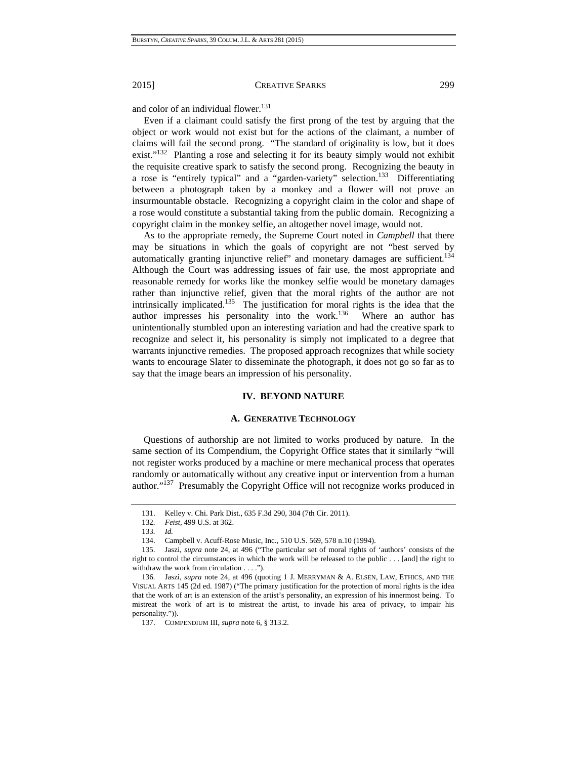and color of an individual flower.[131]

Even if a claimant could satisfy the first prong of the test by arguing that the object or work would not exist but for the actions of the claimant, a number of claims will fail the second prong. "The standard of originality is low, but it does exist."[132] Planting a rose and selecting it for its beauty simply would not exhibit the requisite creative spark to satisfy the second prong. Recognizing the beauty in a rose is "entirely typical" and a "garden-variety" selection.[133] Differentiating between a photograph taken by a monkey and a flower will not prove an insurmountable obstacle. Recognizing a copyright claim in the color and shape of a rose would constitute a substantial taking from the public domain. Recognizing a copyright claim in the monkey selfie, an altogether novel image, would not.

As to the appropriate remedy, the Supreme Court noted in *Campbell* that there may be situations in which the goals of copyright are not "best served by automatically granting injunctive relief" and monetary damages are sufficient.[134] Although the Court was addressing issues of fair use, the most appropriate and reasonable remedy for works like the monkey selfie would be monetary damages rather than injunctive relief, given that the moral rights of the author are not intrinsically implicated.[135] The justification for moral rights is the idea that the author impresses his personality into the work.[136] Where an author has unintentionally stumbled upon an interesting variation and had the creative spark to recognize and select it, his personality is simply not implicated to a degree that warrants injunctive remedies. The proposed approach recognizes that while society wants to encourage Slater to disseminate the photograph, it does not go so far as to say that the image bears an impression of his personality.

## IV. BEYOND NATURE

### A. GENERATIVE TECHNOLOGY

Questions of authorship are not limited to works produced by nature. In the same section of its Compendium, the Copyright Office states that it similarly "will not register works produced by a machine or mere mechanical process that operates randomly or automatically without any creative input or intervention from a human author."[137] Presumably the Copyright Office will not recognize works produced in

---

131. Kelley v. Chi. Park Dist., 635 F.3d 290, 304 (7th Cir. 2011).

132. *Feist*, 499 U.S. at 362.

133. *Id.*

134. Campbell v. Acuff-Rose Music, Inc., 510 U.S. 569, 578 n.10 (1994).

135. Jaszi, *supra* note 24, at 496 ("The particular set of moral rights of 'authors' consists of the right to control the circumstances in which the work will be released to the public . . . [and] the right to withdraw the work from circulation . . . .").

136. Jaszi, *supra* note 24, at 496 (quoting 1 J. MERRYMAN & A. ELSEN, LAW, ETHICS, AND THE VISUAL ARTS 145 (2d ed. 1987) ("The primary justification for the protection of moral rights is the idea that the work of art is an extension of the artist's personality, an expression of his innermost being. To mistreat the work of art is to mistreat the artist, to invade his area of privacy, to impair his personality.")).

137. COMPENDIUM III, *supra* note 6, § 313.2.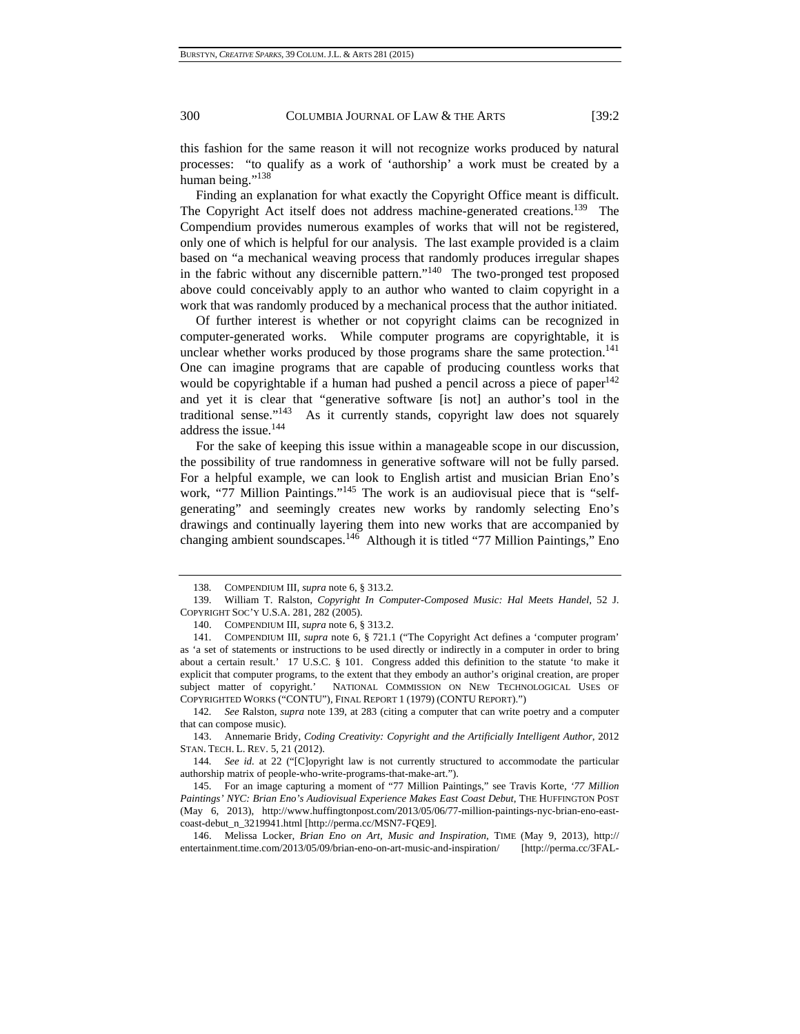this fashion for the same reason it will not recognize works produced by natural processes: "to qualify as a work of 'authorship' a work must be created by a human being."[138]

Finding an explanation for what exactly the Copyright Office meant is difficult. The Copyright Act itself does not address machine-generated creations.[139] The Compendium provides numerous examples of works that will not be registered, only one of which is helpful for our analysis. The last example provided is a claim based on "a mechanical weaving process that randomly produces irregular shapes in the fabric without any discernible pattern."[140] The two-pronged test proposed above could conceivably apply to an author who wanted to claim copyright in a work that was randomly produced by a mechanical process that the author initiated.

Of further interest is whether or not copyright claims can be recognized in computer-generated works. While computer programs are copyrightable, it is unclear whether works produced by those programs share the same protection.[141] One can imagine programs that are capable of producing countless works that would be copyrightable if a human had pushed a pencil across a piece of paper[142] and yet it is clear that "generative software [is not] an author's tool in the traditional sense."[143] As it currently stands, copyright law does not squarely address the issue.[144]

For the sake of keeping this issue within a manageable scope in our discussion, the possibility of true randomness in generative software will not be fully parsed. For a helpful example, we can look to English artist and musician Brian Eno's work, "77 Million Paintings."[145] The work is an audiovisual piece that is "self-generating" and seemingly creates new works by randomly selecting Eno's drawings and continually layering them into new works that are accompanied by changing ambient soundscapes.[146] Although it is titled "77 Million Paintings," Eno

---

138. COMPENDIUM III, *supra* note 6, § 313.2.

139. William T. Ralston, *Copyright In Computer-Composed Music: Hal Meets Handel*, 52 J. COPYRIGHT SOC'Y U.S.A. 281, 282 (2005).

140. COMPENDIUM III, *supra* note 6, § 313.2.

141. COMPENDIUM III, *supra* note 6, § 721.1 ("The Copyright Act defines a 'computer program' as 'a set of statements or instructions to be used directly or indirectly in a computer in order to bring about a certain result.' 17 U.S.C. § 101. Congress added this definition to the statute 'to make it explicit that computer programs, to the extent that they embody an author's original creation, are proper subject matter of copyright.' NATIONAL COMMISSION ON NEW TECHNOLOGICAL USES OF COPYRIGHTED WORKS ("CONTU"), FINAL REPORT 1 (1979) (CONTU REPORT).")

142. *See* Ralston, *supra* note 139, at 283 (citing a computer that can write poetry and a computer that can compose music).

143. Annemarie Bridy, *Coding Creativity: Copyright and the Artificially Intelligent Author*, 2012 STAN. TECH. L. REV. 5, 21 (2012).

144. *See id.* at 22 ("[C]opyright law is not currently structured to accommodate the particular authorship matrix of people-who-write-programs-that-make-art.").

145. For an image capturing a moment of "77 Million Paintings," see Travis Korte, *'77 Million Paintings' NYC: Brian Eno's Audiovisual Experience Makes East Coast Debut*, THE HUFFINGTON POST (May 6, 2013), http://www.huffingtonpost.com/2013/05/06/77-million-paintings-nyc-brian-eno-east-coast-debut_n_3219941.html [http://perma.cc/MSN7-FQE9].

146. Melissa Locker, *Brian Eno on Art, Music and Inspiration*, TIME (May 9, 2013), http://entertainment.time.com/2013/05/09/brian-eno-on-art-music-and-inspiration/ [http://perma.cc/3FAL-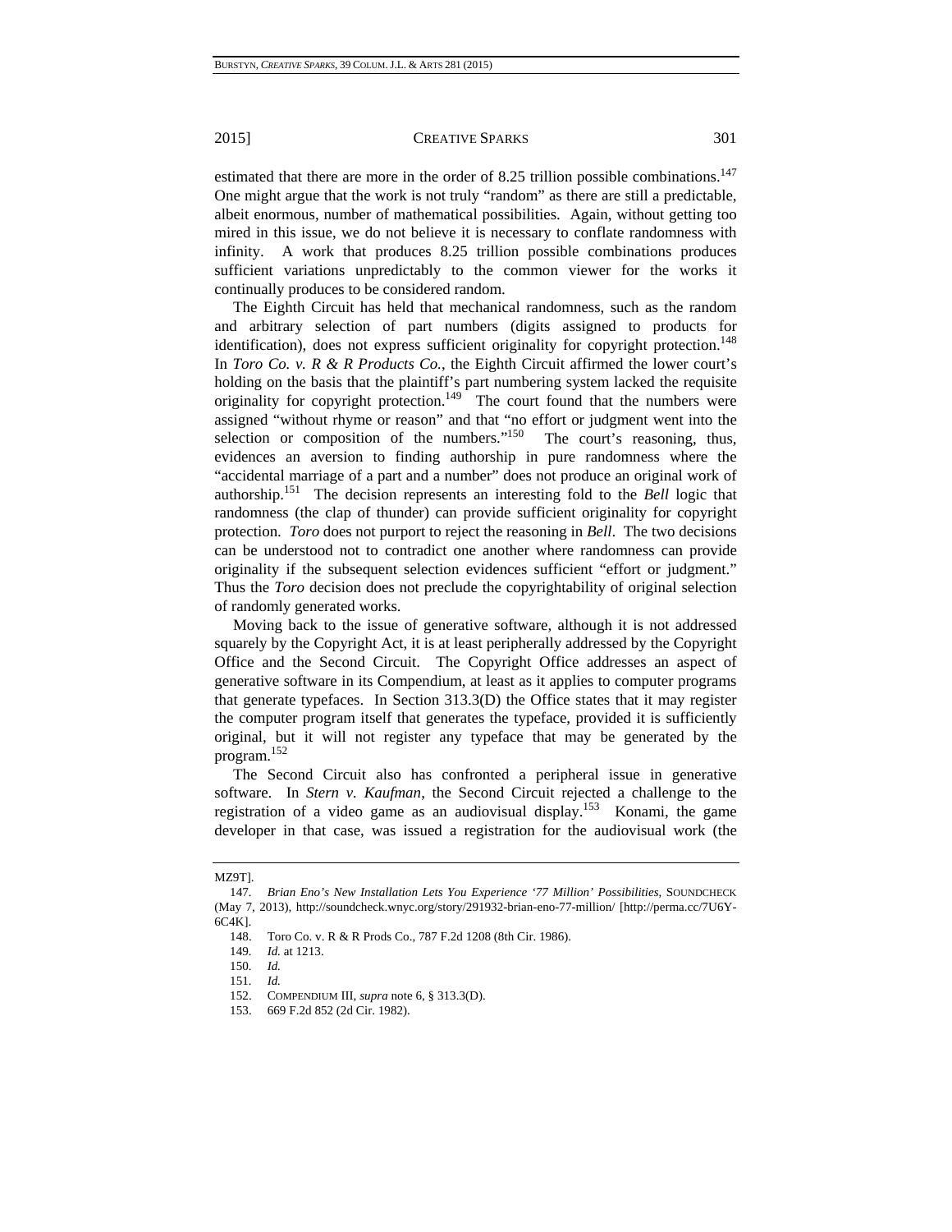estimated that there are more in the order of 8.25 trillion possible combinations.[147] One might argue that the work is not truly "random" as there are still a predictable, albeit enormous, number of mathematical possibilities. Again, without getting too mired in this issue, we do not believe it is necessary to conflate randomness with infinity. A work that produces 8.25 trillion possible combinations produces sufficient variations unpredictably to the common viewer for the works it continually produces to be considered random.

The Eighth Circuit has held that mechanical randomness, such as the random and arbitrary selection of part numbers (digits assigned to products for identification), does not express sufficient originality for copyright protection.[148] In *Toro Co. v. R & R Products Co.*, the Eighth Circuit affirmed the lower court's holding on the basis that the plaintiff's part numbering system lacked the requisite originality for copyright protection.[149] The court found that the numbers were assigned "without rhyme or reason" and that "no effort or judgment went into the selection or composition of the numbers."[150] The court's reasoning, thus, evidences an aversion to finding authorship in pure randomness where the "accidental marriage of a part and a number" does not produce an original work of authorship.[151] The decision represents an interesting fold to the *Bell* logic that randomness (the clap of thunder) can provide sufficient originality for copyright protection. *Toro* does not purport to reject the reasoning in *Bell*. The two decisions can be understood not to contradict one another where randomness can provide originality if the subsequent selection evidences sufficient "effort or judgment." Thus the *Toro* decision does not preclude the copyrightability of original selection of randomly generated works.

Moving back to the issue of generative software, although it is not addressed squarely by the Copyright Act, it is at least peripherally addressed by the Copyright Office and the Second Circuit. The Copyright Office addresses an aspect of generative software in its Compendium, at least as it applies to computer programs that generate typefaces. In Section 313.3(D) the Office states that it may register the computer program itself that generates the typeface, provided it is sufficiently original, but it will not register any typeface that may be generated by the program.[152]

The Second Circuit also has confronted a peripheral issue in generative software. In *Stern v. Kaufman*, the Second Circuit rejected a challenge to the registration of a video game as an audiovisual display.[153] Konami, the game developer in that case, was issued a registration for the audiovisual work (the

---

MZ9T].

147. *Brian Eno's New Installation Lets You Experience '77 Million' Possibilities*, SOUNDCHECK (May 7, 2013), http://soundcheck.wnyc.org/story/291932-brian-eno-77-million/ [http://perma.cc/7U6Y-6C4K].

148. Toro Co. v. R & R Prods Co., 787 F.2d 1208 (8th Cir. 1986).

149. *Id.* at 1213.

150. *Id.*

151. *Id.*

152. COMPENDIUM III, *supra* note 6, § 313.3(D).

153. 669 F.2d 852 (2d Cir. 1982).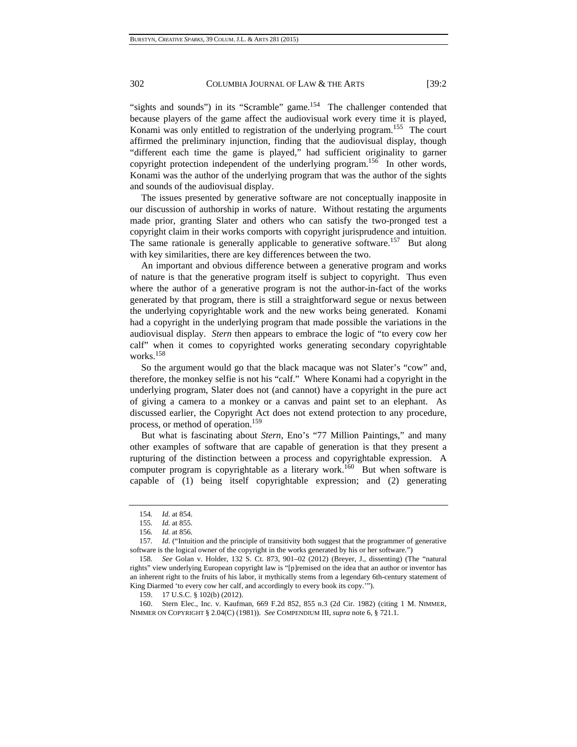"sights and sounds") in its "Scramble" game.[154] The challenger contended that because players of the game affect the audiovisual work every time it is played, Konami was only entitled to registration of the underlying program.[155] The court affirmed the preliminary injunction, finding that the audiovisual display, though "different each time the game is played," had sufficient originality to garner copyright protection independent of the underlying program.[156] In other words, Konami was the author of the underlying program that was the author of the sights and sounds of the audiovisual display.

The issues presented by generative software are not conceptually inapposite in our discussion of authorship in works of nature. Without restating the arguments made prior, granting Slater and others who can satisfy the two-pronged test a copyright claim in their works comports with copyright jurisprudence and intuition. The same rationale is generally applicable to generative software.[157] But along with key similarities, there are key differences between the two.

An important and obvious difference between a generative program and works of nature is that the generative program itself is subject to copyright. Thus even where the author of a generative program is not the author-in-fact of the works generated by that program, there is still a straightforward segue or nexus between the underlying copyrightable work and the new works being generated. Konami had a copyright in the underlying program that made possible the variations in the audiovisual display. *Stern* then appears to embrace the logic of "to every cow her calf" when it comes to copyrighted works generating secondary copyrightable works.[158]

So the argument would go that the black macaque was not Slater's "cow" and, therefore, the monkey selfie is not his "calf." Where Konami had a copyright in the underlying program, Slater does not (and cannot) have a copyright in the pure act of giving a camera to a monkey or a canvas and paint set to an elephant. As discussed earlier, the Copyright Act does not extend protection to any procedure, process, or method of operation.[159]

But what is fascinating about *Stern*, Eno's "77 Million Paintings," and many other examples of software that are capable of generation is that they present a rupturing of the distinction between a process and copyrightable expression. A computer program is copyrightable as a literary work.[160] But when software is capable of (1) being itself copyrightable expression; and (2) generating

---

154. *Id.* at 854.

155. *Id.* at 855.

156. *Id.* at 856.

157. *Id.* ("Intuition and the principle of transitivity both suggest that the programmer of generative software is the logical owner of the copyright in the works generated by his or her software.")

158. *See* Golan v. Holder, 132 S. Ct. 873, 901–02 (2012) (Breyer, J., dissenting) (The "natural rights" view underlying European copyright law is "[p]remised on the idea that an author or inventor has an inherent right to the fruits of his labor, it mythically stems from a legendary 6th-century statement of King Diarmed 'to every cow her calf, and accordingly to every book its copy.'").

159. 17 U.S.C. § 102(b) (2012).

160. Stern Elec., Inc. v. Kaufman, 669 F.2d 852, 855 n.3 (2d Cir. 1982) (citing 1 M. NIMMER, NIMMER ON COPYRIGHT § 2.04(C) (1981)). *See* COMPENDIUM III, *supra* note 6, § 721.1.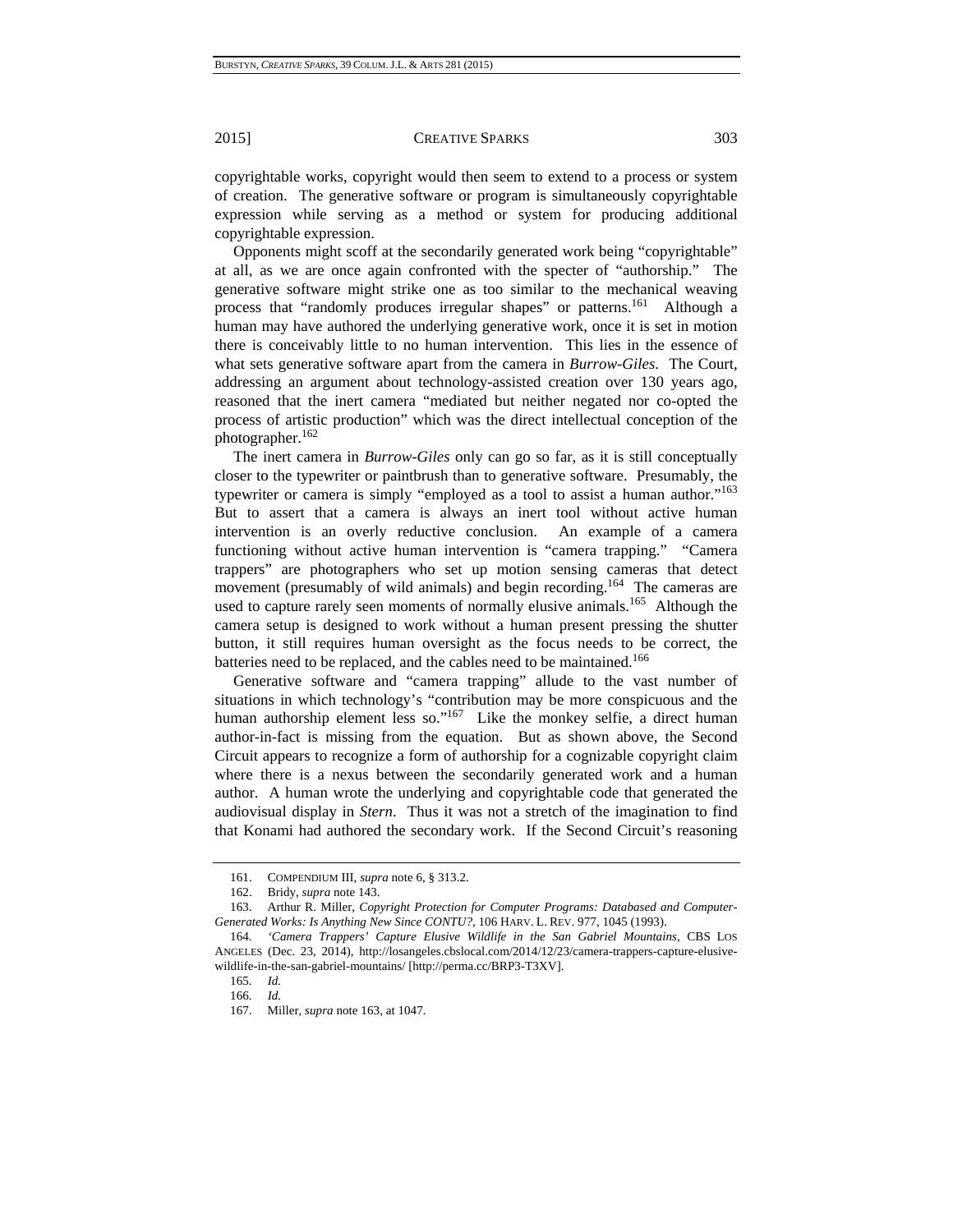copyrightable works, copyright would then seem to extend to a process or system of creation. The generative software or program is simultaneously copyrightable expression while serving as a method or system for producing additional copyrightable expression.

Opponents might scoff at the secondarily generated work being "copyrightable" at all, as we are once again confronted with the specter of "authorship." The generative software might strike one as too similar to the mechanical weaving process that "randomly produces irregular shapes" or patterns.[161] Although a human may have authored the underlying generative work, once it is set in motion there is conceivably little to no human intervention. This lies in the essence of what sets generative software apart from the camera in *Burrow-Giles*. The Court, addressing an argument about technology-assisted creation over 130 years ago, reasoned that the inert camera "mediated but neither negated nor co-opted the process of artistic production" which was the direct intellectual conception of the photographer.[162]

The inert camera in *Burrow-Giles* only can go so far, as it is still conceptually closer to the typewriter or paintbrush than to generative software. Presumably, the typewriter or camera is simply "employed as a tool to assist a human author."[163] But to assert that a camera is always an inert tool without active human intervention is an overly reductive conclusion. An example of a camera functioning without active human intervention is "camera trapping." "Camera trappers" are photographers who set up motion sensing cameras that detect movement (presumably of wild animals) and begin recording.[164] The cameras are used to capture rarely seen moments of normally elusive animals.[165] Although the camera setup is designed to work without a human present pressing the shutter button, it still requires human oversight as the focus needs to be correct, the batteries need to be replaced, and the cables need to be maintained.[166]

Generative software and "camera trapping" allude to the vast number of situations in which technology's "contribution may be more conspicuous and the human authorship element less so."[167] Like the monkey selfie, a direct human author-in-fact is missing from the equation. But as shown above, the Second Circuit appears to recognize a form of authorship for a cognizable copyright claim where there is a nexus between the secondarily generated work and a human author. A human wrote the underlying and copyrightable code that generated the audiovisual display in *Stern*. Thus it was not a stretch of the imagination to find that Konami had authored the secondary work. If the Second Circuit's reasoning

---

161. COMPENDIUM III, *supra* note 6, § 313.2.

162. Bridy, *supra* note 143.

163. Arthur R. Miller, *Copyright Protection for Computer Programs: Databased and Computer-Generated Works: Is Anything New Since CONTU?*, 106 HARV. L. REV. 977, 1045 (1993).

164. *'Camera Trappers' Capture Elusive Wildlife in the San Gabriel Mountains*, CBS LOS ANGELES (Dec. 23, 2014), http://losangeles.cbslocal.com/2014/12/23/camera-trappers-capture-elusive-wildlife-in-the-san-gabriel-mountains/ [http://perma.cc/BRP3-T3XV].

165. *Id.*

166. *Id.*

167. Miller, *supra* note 163, at 1047.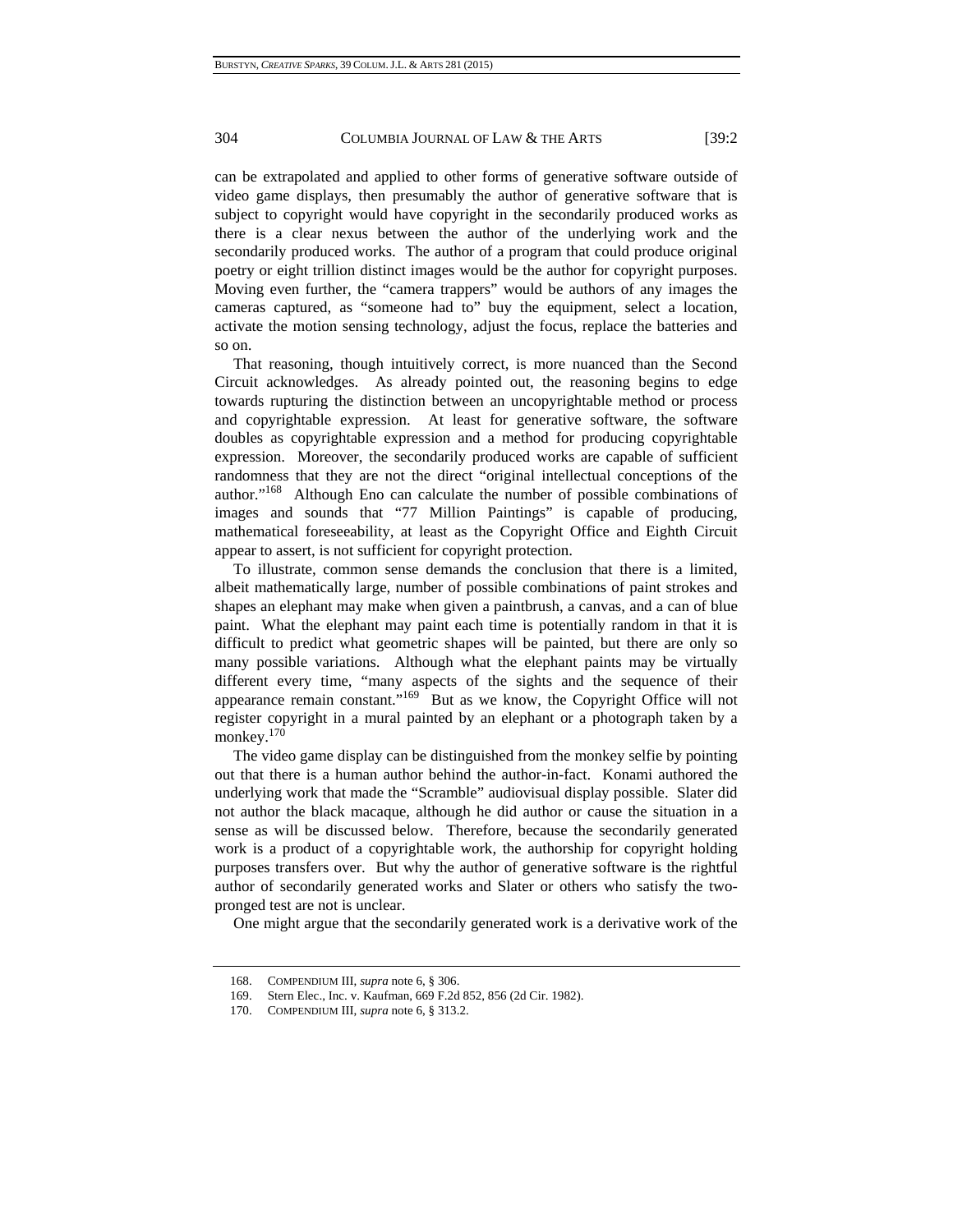can be extrapolated and applied to other forms of generative software outside of video game displays, then presumably the author of generative software that is subject to copyright would have copyright in the secondarily produced works as there is a clear nexus between the author of the underlying work and the secondarily produced works. The author of a program that could produce original poetry or eight trillion distinct images would be the author for copyright purposes. Moving even further, the "camera trappers" would be authors of any images the cameras captured, as "someone had to" buy the equipment, select a location, activate the motion sensing technology, adjust the focus, replace the batteries and so on.

That reasoning, though intuitively correct, is more nuanced than the Second Circuit acknowledges. As already pointed out, the reasoning begins to edge towards rupturing the distinction between an uncopyrightable method or process and copyrightable expression. At least for generative software, the software doubles as copyrightable expression and a method for producing copyrightable expression. Moreover, the secondarily produced works are capable of sufficient randomness that they are not the direct "original intellectual conceptions of the author."[168] Although Eno can calculate the number of possible combinations of images and sounds that "77 Million Paintings" is capable of producing, mathematical foreseeability, at least as the Copyright Office and Eighth Circuit appear to assert, is not sufficient for copyright protection.

To illustrate, common sense demands the conclusion that there is a limited, albeit mathematically large, number of possible combinations of paint strokes and shapes an elephant may make when given a paintbrush, a canvas, and a can of blue paint. What the elephant may paint each time is potentially random in that it is difficult to predict what geometric shapes will be painted, but there are only so many possible variations. Although what the elephant paints may be virtually different every time, "many aspects of the sights and the sequence of their appearance remain constant."[169] But as we know, the Copyright Office will not register copyright in a mural painted by an elephant or a photograph taken by a monkey.[170]

The video game display can be distinguished from the monkey selfie by pointing out that there is a human author behind the author-in-fact. Konami authored the underlying work that made the "Scramble" audiovisual display possible. Slater did not author the black macaque, although he did author or cause the situation in a sense as will be discussed below. Therefore, because the secondarily generated work is a product of a copyrightable work, the authorship for copyright holding purposes transfers over. But why the author of generative software is the rightful author of secondarily generated works and Slater or others who satisfy the two-pronged test are not is unclear.

One might argue that the secondarily generated work is a derivative work of the

---

168. COMPENDIUM III, *supra* note 6, § 306.

169. Stern Elec., Inc. v. Kaufman, 669 F.2d 852, 856 (2d Cir. 1982).

170. COMPENDIUM III, *supra* note 6, § 313.2.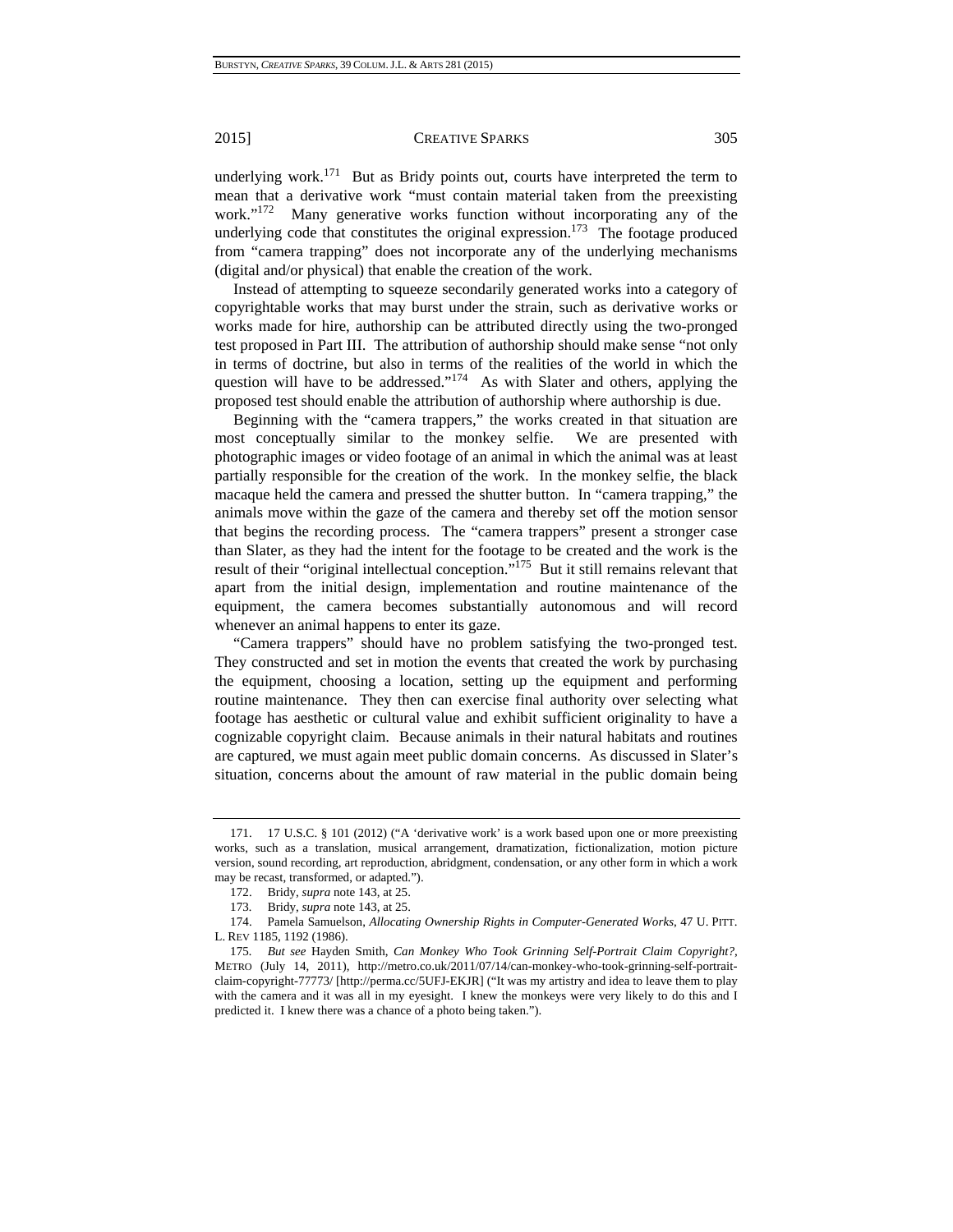underlying work.[171] But as Bridy points out, courts have interpreted the term to mean that a derivative work "must contain material taken from the preexisting work."[172] Many generative works function without incorporating any of the underlying code that constitutes the original expression.[173] The footage produced from "camera trapping" does not incorporate any of the underlying mechanisms (digital and/or physical) that enable the creation of the work.

Instead of attempting to squeeze secondarily generated works into a category of copyrightable works that may burst under the strain, such as derivative works or works made for hire, authorship can be attributed directly using the two-pronged test proposed in Part III. The attribution of authorship should make sense "not only in terms of doctrine, but also in terms of the realities of the world in which the question will have to be addressed."[174] As with Slater and others, applying the proposed test should enable the attribution of authorship where authorship is due.

Beginning with the "camera trappers," the works created in that situation are most conceptually similar to the monkey selfie. We are presented with photographic images or video footage of an animal in which the animal was at least partially responsible for the creation of the work. In the monkey selfie, the black macaque held the camera and pressed the shutter button. In "camera trapping," the animals move within the gaze of the camera and thereby set off the motion sensor that begins the recording process. The "camera trappers" present a stronger case than Slater, as they had the intent for the footage to be created and the work is the result of their "original intellectual conception."[175] But it still remains relevant that apart from the initial design, implementation and routine maintenance of the equipment, the camera becomes substantially autonomous and will record whenever an animal happens to enter its gaze.

"Camera trappers" should have no problem satisfying the two-pronged test. They constructed and set in motion the events that created the work by purchasing the equipment, choosing a location, setting up the equipment and performing routine maintenance. They then can exercise final authority over selecting what footage has aesthetic or cultural value and exhibit sufficient originality to have a cognizable copyright claim. Because animals in their natural habitats and routines are captured, we must again meet public domain concerns. As discussed in Slater's situation, concerns about the amount of raw material in the public domain being

---

171. 17 U.S.C. § 101 (2012) ("A 'derivative work' is a work based upon one or more preexisting works, such as a translation, musical arrangement, dramatization, fictionalization, motion picture version, sound recording, art reproduction, abridgment, condensation, or any other form in which a work may be recast, transformed, or adapted.").

172. Bridy, *supra* note 143, at 25.

173. Bridy, *supra* note 143, at 25.

174. Pamela Samuelson, *Allocating Ownership Rights in Computer-Generated Works*, 47 U. PITT. L. REV 1185, 1192 (1986).

175. *But see* Hayden Smith, *Can Monkey Who Took Grinning Self-Portrait Claim Copyright?*, METRO (July 14, 2011), http://metro.co.uk/2011/07/14/can-monkey-who-took-grinning-self-portrait-claim-copyright-77773/ [http://perma.cc/5UFJ-EKJR] ("It was my artistry and idea to leave them to play with the camera and it was all in my eyesight. I knew the monkeys were very likely to do this and I predicted it. I knew there was a chance of a photo being taken.").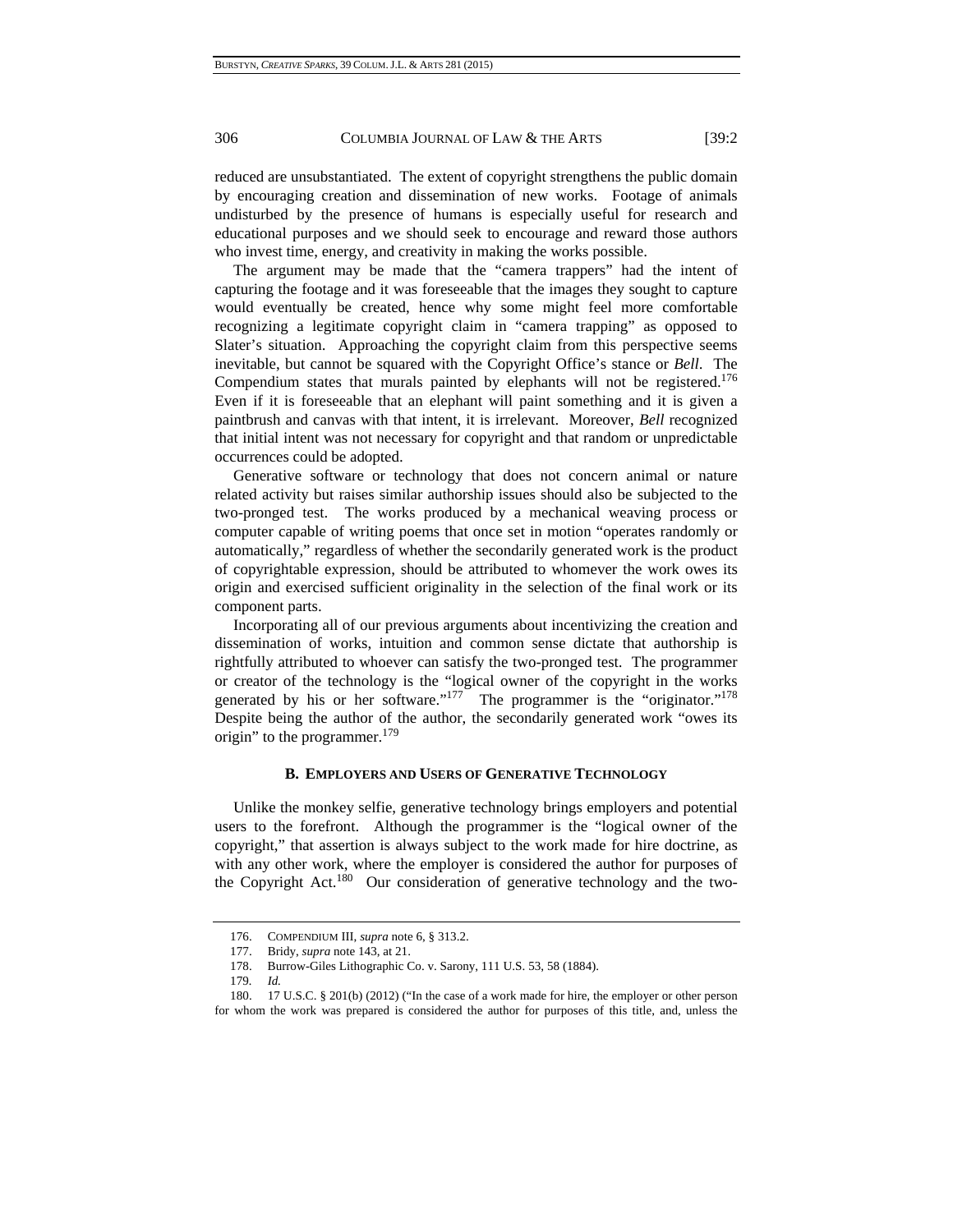reduced are unsubstantiated. The extent of copyright strengthens the public domain by encouraging creation and dissemination of new works. Footage of animals undisturbed by the presence of humans is especially useful for research and educational purposes and we should seek to encourage and reward those authors who invest time, energy, and creativity in making the works possible.

The argument may be made that the "camera trappers" had the intent of capturing the footage and it was foreseeable that the images they sought to capture would eventually be created, hence why some might feel more comfortable recognizing a legitimate copyright claim in "camera trapping" as opposed to Slater's situation. Approaching the copyright claim from this perspective seems inevitable, but cannot be squared with the Copyright Office's stance or *Bell*. The Compendium states that murals painted by elephants will not be registered.[176] Even if it is foreseeable that an elephant will paint something and it is given a paintbrush and canvas with that intent, it is irrelevant. Moreover, *Bell* recognized that initial intent was not necessary for copyright and that random or unpredictable occurrences could be adopted.

Generative software or technology that does not concern animal or nature related activity but raises similar authorship issues should also be subjected to the two-pronged test. The works produced by a mechanical weaving process or computer capable of writing poems that once set in motion "operates randomly or automatically," regardless of whether the secondarily generated work is the product of copyrightable expression, should be attributed to whomever the work owes its origin and exercised sufficient originality in the selection of the final work or its component parts.

Incorporating all of our previous arguments about incentivizing the creation and dissemination of works, intuition and common sense dictate that authorship is rightfully attributed to whoever can satisfy the two-pronged test. The programmer or creator of the technology is the "logical owner of the copyright in the works generated by his or her software."[177] The programmer is the "originator."[178] Despite being the author of the author, the secondarily generated work "owes its origin" to the programmer.[179]

### B. Employers and Users of Generative Technology

Unlike the monkey selfie, generative technology brings employers and potential users to the forefront. Although the programmer is the "logical owner of the copyright," that assertion is always subject to the work made for hire doctrine, as with any other work, where the employer is considered the author for purposes of the Copyright Act.[180] Our consideration of generative technology and the two-

176. Compendium III, *supra* note 6, § 313.2.

177. Bridy, *supra* note 143, at 21.

178. Burrow-Giles Lithographic Co. v. Sarony, 111 U.S. 53, 58 (1884).

179. *Id.*

180. 17 U.S.C. § 201(b) (2012) ("In the case of a work made for hire, the employer or other person for whom the work was prepared is considered the author for purposes of this title, and, unless the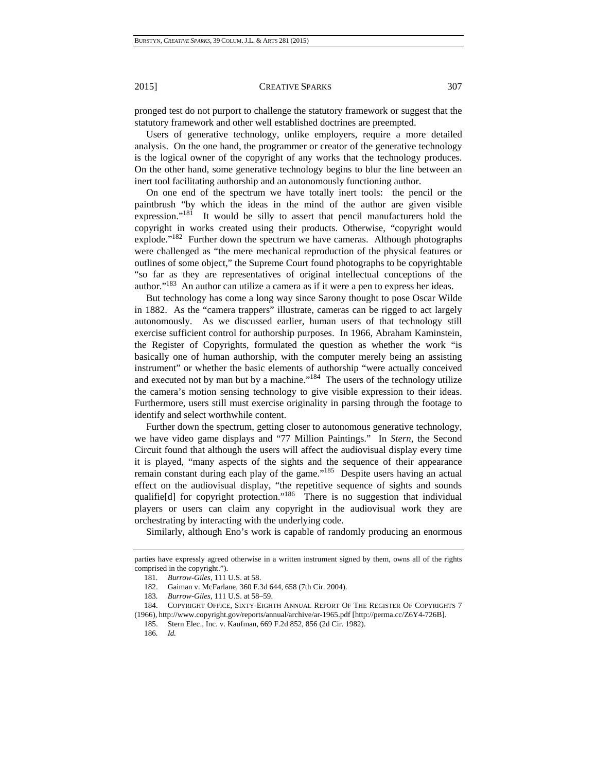pronged test do not purport to challenge the statutory framework or suggest that the statutory framework and other well established doctrines are preempted.

Users of generative technology, unlike employers, require a more detailed analysis. On the one hand, the programmer or creator of the generative technology is the logical owner of the copyright of any works that the technology produces. On the other hand, some generative technology begins to blur the line between an inert tool facilitating authorship and an autonomously functioning author.

On one end of the spectrum we have totally inert tools: the pencil or the paintbrush "by which the ideas in the mind of the author are given visible expression."[181] It would be silly to assert that pencil manufacturers hold the copyright in works created using their products. Otherwise, "copyright would explode."[182] Further down the spectrum we have cameras. Although photographs were challenged as "the mere mechanical reproduction of the physical features or outlines of some object," the Supreme Court found photographs to be copyrightable "so far as they are representatives of original intellectual conceptions of the author."[183] An author can utilize a camera as if it were a pen to express her ideas.

But technology has come a long way since Sarony thought to pose Oscar Wilde in 1882. As the "camera trappers" illustrate, cameras can be rigged to act largely autonomously. As we discussed earlier, human users of that technology still exercise sufficient control for authorship purposes. In 1966, Abraham Kaminstein, the Register of Copyrights, formulated the question as whether the work "is basically one of human authorship, with the computer merely being an assisting instrument" or whether the basic elements of authorship "were actually conceived and executed not by man but by a machine."[184] The users of the technology utilize the camera's motion sensing technology to give visible expression to their ideas. Furthermore, users still must exercise originality in parsing through the footage to identify and select worthwhile content.

Further down the spectrum, getting closer to autonomous generative technology, we have video game displays and "77 Million Paintings." In *Stern*, the Second Circuit found that although the users will affect the audiovisual display every time it is played, "many aspects of the sights and the sequence of their appearance remain constant during each play of the game."[185] Despite users having an actual effect on the audiovisual display, "the repetitive sequence of sights and sounds qualifie[d] for copyright protection."[186] There is no suggestion that individual players or users can claim any copyright in the audiovisual work they are orchestrating by interacting with the underlying code.

Similarly, although Eno's work is capable of randomly producing an enormous

---

parties have expressly agreed otherwise in a written instrument signed by them, owns all of the rights comprised in the copyright.").

181. *Burrow-Giles*, 111 U.S. at 58.

182. Gaiman v. McFarlane, 360 F.3d 644, 658 (7th Cir. 2004).

183. *Burrow-Giles*, 111 U.S. at 58–59.

184. COPYRIGHT OFFICE, SIXTY-EIGHTH ANNUAL REPORT OF THE REGISTER OF COPYRIGHTS 7 (1966), http://www.copyright.gov/reports/annual/archive/ar-1965.pdf [http://perma.cc/Z6Y4-726B].

185. Stern Elec., Inc. v. Kaufman, 669 F.2d 852, 856 (2d Cir. 1982).

186. *Id.*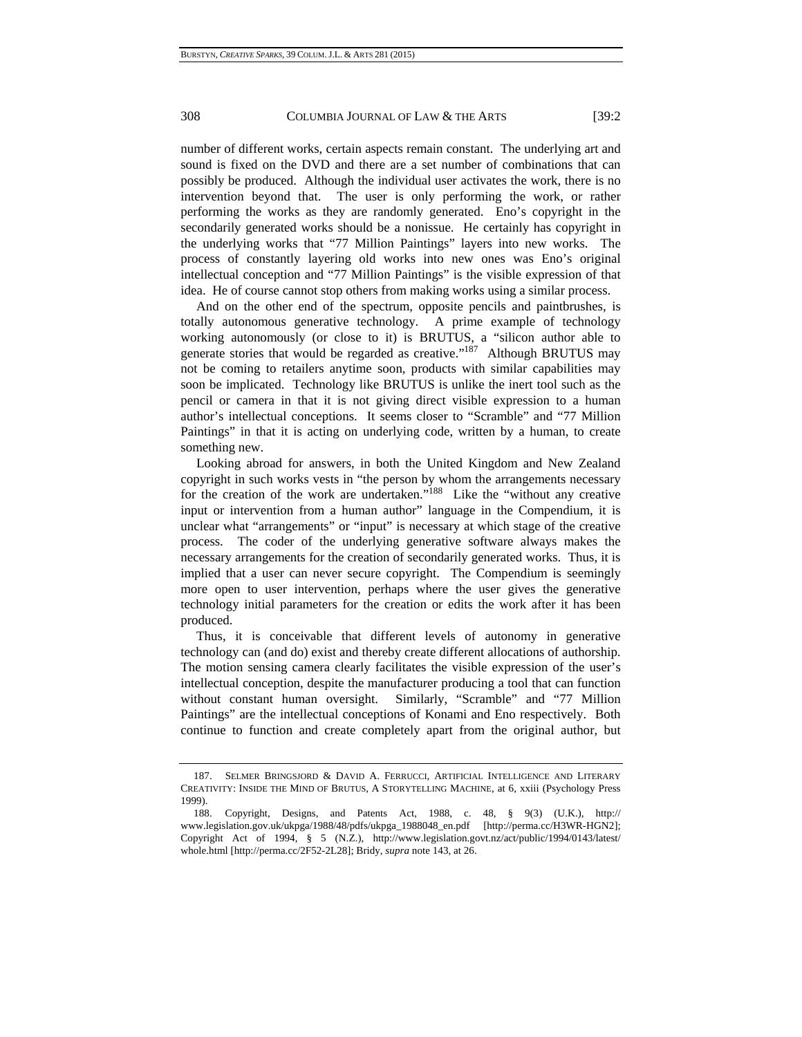number of different works, certain aspects remain constant. The underlying art and sound is fixed on the DVD and there are a set number of combinations that can possibly be produced. Although the individual user activates the work, there is no intervention beyond that. The user is only performing the work, or rather performing the works as they are randomly generated. Eno's copyright in the secondarily generated works should be a nonissue. He certainly has copyright in the underlying works that "77 Million Paintings" layers into new works. The process of constantly layering old works into new ones was Eno's original intellectual conception and "77 Million Paintings" is the visible expression of that idea. He of course cannot stop others from making works using a similar process.

And on the other end of the spectrum, opposite pencils and paintbrushes, is totally autonomous generative technology. A prime example of technology working autonomously (or close to it) is BRUTUS, a "silicon author able to generate stories that would be regarded as creative."[187] Although BRUTUS may not be coming to retailers anytime soon, products with similar capabilities may soon be implicated. Technology like BRUTUS is unlike the inert tool such as the pencil or camera in that it is not giving direct visible expression to a human author's intellectual conceptions. It seems closer to "Scramble" and "77 Million Paintings" in that it is acting on underlying code, written by a human, to create something new.

Looking abroad for answers, in both the United Kingdom and New Zealand copyright in such works vests in "the person by whom the arrangements necessary for the creation of the work are undertaken."[188] Like the "without any creative input or intervention from a human author" language in the Compendium, it is unclear what "arrangements" or "input" is necessary at which stage of the creative process. The coder of the underlying generative software always makes the necessary arrangements for the creation of secondarily generated works. Thus, it is implied that a user can never secure copyright. The Compendium is seemingly more open to user intervention, perhaps where the user gives the generative technology initial parameters for the creation or edits the work after it has been produced.

Thus, it is conceivable that different levels of autonomy in generative technology can (and do) exist and thereby create different allocations of authorship. The motion sensing camera clearly facilitates the visible expression of the user's intellectual conception, despite the manufacturer producing a tool that can function without constant human oversight. Similarly, "Scramble" and "77 Million Paintings" are the intellectual conceptions of Konami and Eno respectively. Both continue to function and create completely apart from the original author, but

---

187. SELMER BRINGSJORD & DAVID A. FERRUCCI, ARTIFICIAL INTELLIGENCE AND LITERARY CREATIVITY: INSIDE THE MIND OF BRUTUS, A STORYTELLING MACHINE, at 6, xxiii (Psychology Press 1999).

188. Copyright, Designs, and Patents Act, 1988, c. 48, § 9(3) (U.K.), http://www.legislation.gov.uk/ukpga/1988/48/pdfs/ukpga_1988048_en.pdf [http://perma.cc/H3WR-HGN2]; Copyright Act of 1994, § 5 (N.Z.), http://www.legislation.govt.nz/act/public/1994/0143/latest/whole.html [http://perma.cc/2F52-2L28]; Bridy, *supra* note 143, at 26.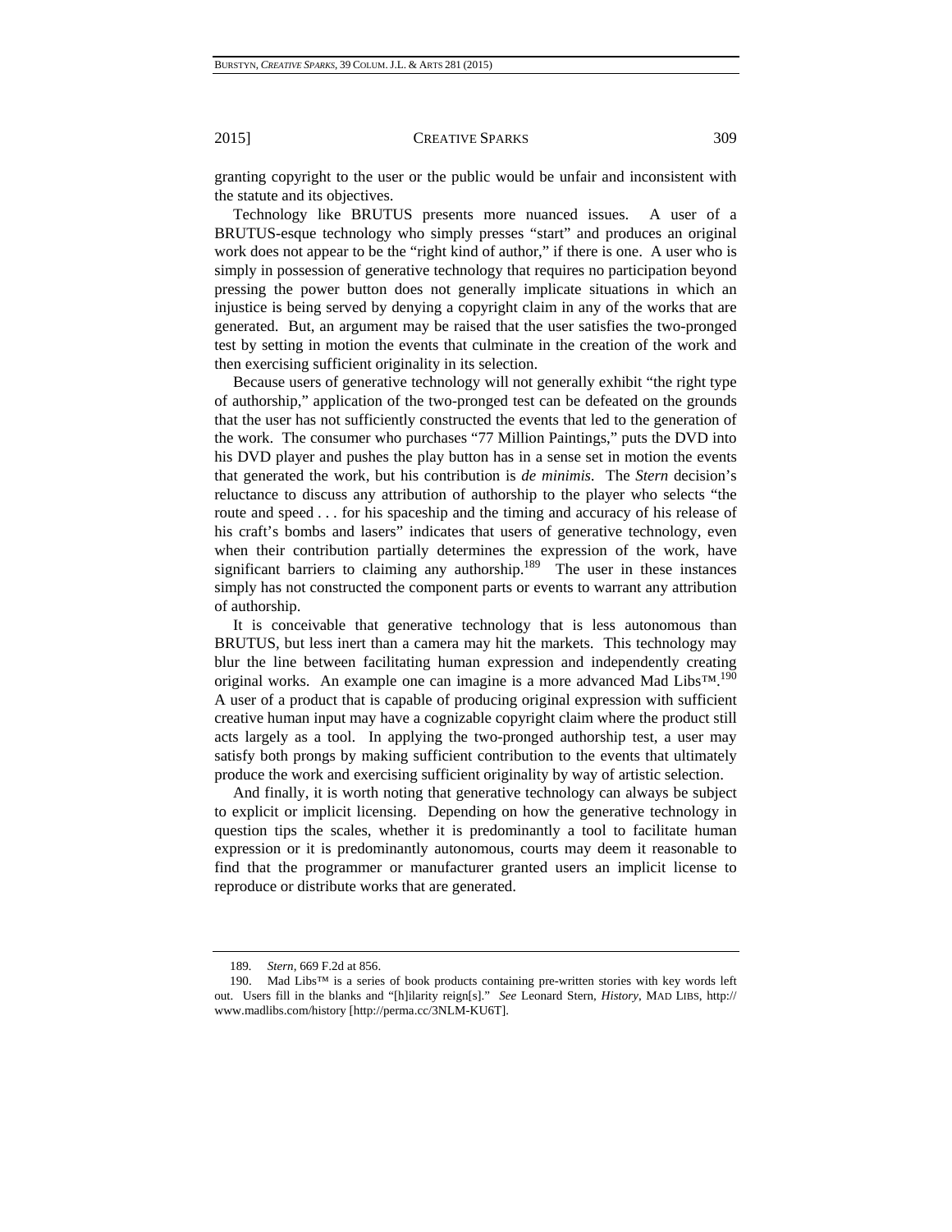granting copyright to the user or the public would be unfair and inconsistent with the statute and its objectives.

Technology like BRUTUS presents more nuanced issues. A user of a BRUTUS-esque technology who simply presses "start" and produces an original work does not appear to be the "right kind of author," if there is one. A user who is simply in possession of generative technology that requires no participation beyond pressing the power button does not generally implicate situations in which an injustice is being served by denying a copyright claim in any of the works that are generated. But, an argument may be raised that the user satisfies the two-pronged test by setting in motion the events that culminate in the creation of the work and then exercising sufficient originality in its selection.

Because users of generative technology will not generally exhibit "the right type of authorship," application of the two-pronged test can be defeated on the grounds that the user has not sufficiently constructed the events that led to the generation of the work. The consumer who purchases "77 Million Paintings," puts the DVD into his DVD player and pushes the play button has in a sense set in motion the events that generated the work, but his contribution is *de minimis*. The *Stern* decision's reluctance to discuss any attribution of authorship to the player who selects "the route and speed . . . for his spaceship and the timing and accuracy of his release of his craft's bombs and lasers" indicates that users of generative technology, even when their contribution partially determines the expression of the work, have significant barriers to claiming any authorship.[189] The user in these instances simply has not constructed the component parts or events to warrant any attribution of authorship.

It is conceivable that generative technology that is less autonomous than BRUTUS, but less inert than a camera may hit the markets. This technology may blur the line between facilitating human expression and independently creating original works. An example one can imagine is a more advanced Mad Libs™.[190] A user of a product that is capable of producing original expression with sufficient creative human input may have a cognizable copyright claim where the product still acts largely as a tool. In applying the two-pronged authorship test, a user may satisfy both prongs by making sufficient contribution to the events that ultimately produce the work and exercising sufficient originality by way of artistic selection.

And finally, it is worth noting that generative technology can always be subject to explicit or implicit licensing. Depending on how the generative technology in question tips the scales, whether it is predominantly a tool to facilitate human expression or it is predominantly autonomous, courts may deem it reasonable to find that the programmer or manufacturer granted users an implicit license to reproduce or distribute works that are generated.

---

189. *Stern*, 669 F.2d at 856.

190. Mad Libs™ is a series of book products containing pre-written stories with key words left out. Users fill in the blanks and "[h]ilarity reign[s]." *See* Leonard Stern, *History*, MAD LIBS, http://www.madlibs.com/history [http://perma.cc/3NLM-KU6T].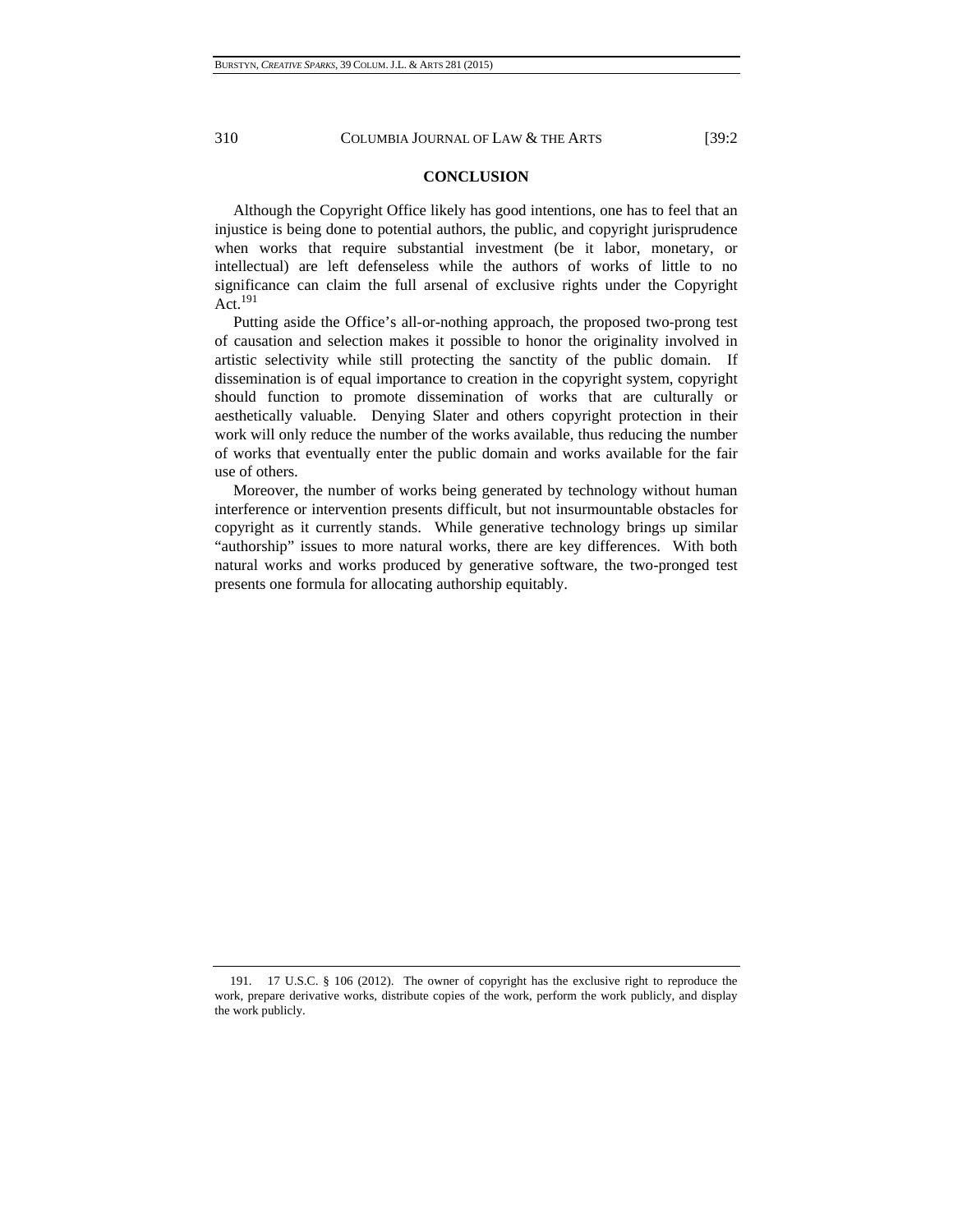## CONCLUSION

Although the Copyright Office likely has good intentions, one has to feel that an injustice is being done to potential authors, the public, and copyright jurisprudence when works that require substantial investment (be it labor, monetary, or intellectual) are left defenseless while the authors of works of little to no significance can claim the full arsenal of exclusive rights under the Copyright Act.[191]

Putting aside the Office's all-or-nothing approach, the proposed two-prong test of causation and selection makes it possible to honor the originality involved in artistic selectivity while still protecting the sanctity of the public domain. If dissemination is of equal importance to creation in the copyright system, copyright should function to promote dissemination of works that are culturally or aesthetically valuable. Denying Slater and others copyright protection in their work will only reduce the number of the works available, thus reducing the number of works that eventually enter the public domain and works available for the fair use of others.

Moreover, the number of works being generated by technology without human interference or intervention presents difficult, but not insurmountable obstacles for copyright as it currently stands. While generative technology brings up similar "authorship" issues to more natural works, there are key differences. With both natural works and works produced by generative software, the two-pronged test presents one formula for allocating authorship equitably.

---

191. 17 U.S.C. § 106 (2012). The owner of copyright has the exclusive right to reproduce the work, prepare derivative works, distribute copies of the work, perform the work publicly, and display the work publicly.